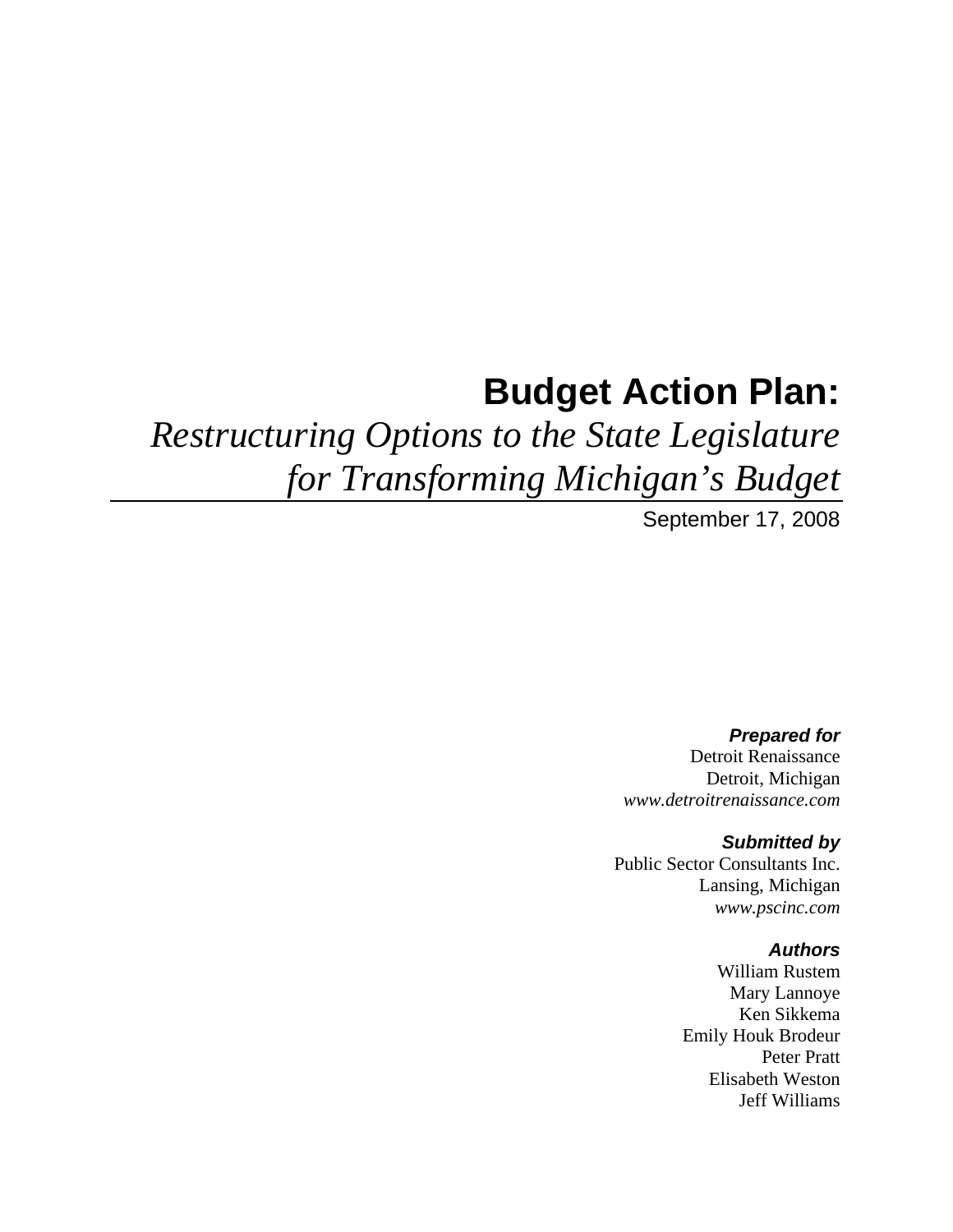# Budget Action Plan:

## *Restructuring Options to the State Legislature for Transforming Michigan's Budget*

September 17, 2008

***Prepared for***

Detroit Renaissance
Detroit, Michigan
*www.detroitrenaissance.com*

***Submitted by***

Public Sector Consultants Inc.
Lansing, Michigan
*www.pscinc.com*

***Authors***

William Rustem
Mary Lannoye
Ken Sikkema
Emily Houk Brodeur
Peter Pratt
Elisabeth Weston
Jeff Williams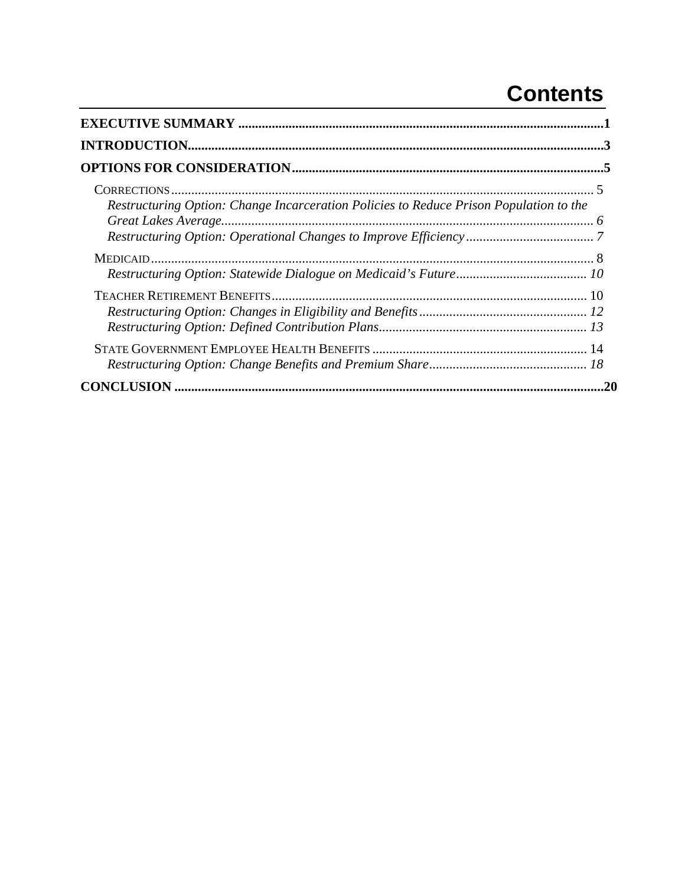# Contents

**EXECUTIVE SUMMARY** ........................................................................................................... **1**

**INTRODUCTION**............................................................................................................................ **3**

**OPTIONS FOR CONSIDERATION**............................................................................................ **5**

- CORRECTIONS.............................................................................................................................. 5
  - *Restructuring Option: Change Incarceration Policies to Reduce Prison Population to the Great Lakes Average*.............................................................................................................. *6*
  - *Restructuring Option: Operational Changes to Improve Efficiency*...................................... *7*
- MEDICAID.................................................................................................................................... 8
  - *Restructuring Option: Statewide Dialogue on Medicaid's Future*....................................... *10*
- TEACHER RETIREMENT BENEFITS............................................................................................. 10
  - *Restructuring Option: Changes in Eligibility and Benefits*.................................................. *12*
  - *Restructuring Option: Defined Contribution Plans*.............................................................. *13*
- STATE GOVERNMENT EMPLOYEE HEALTH BENEFITS ............................................................... 14
  - *Restructuring Option: Change Benefits and Premium Share*............................................... *18*

**CONCLUSION** .............................................................................................................................. **20**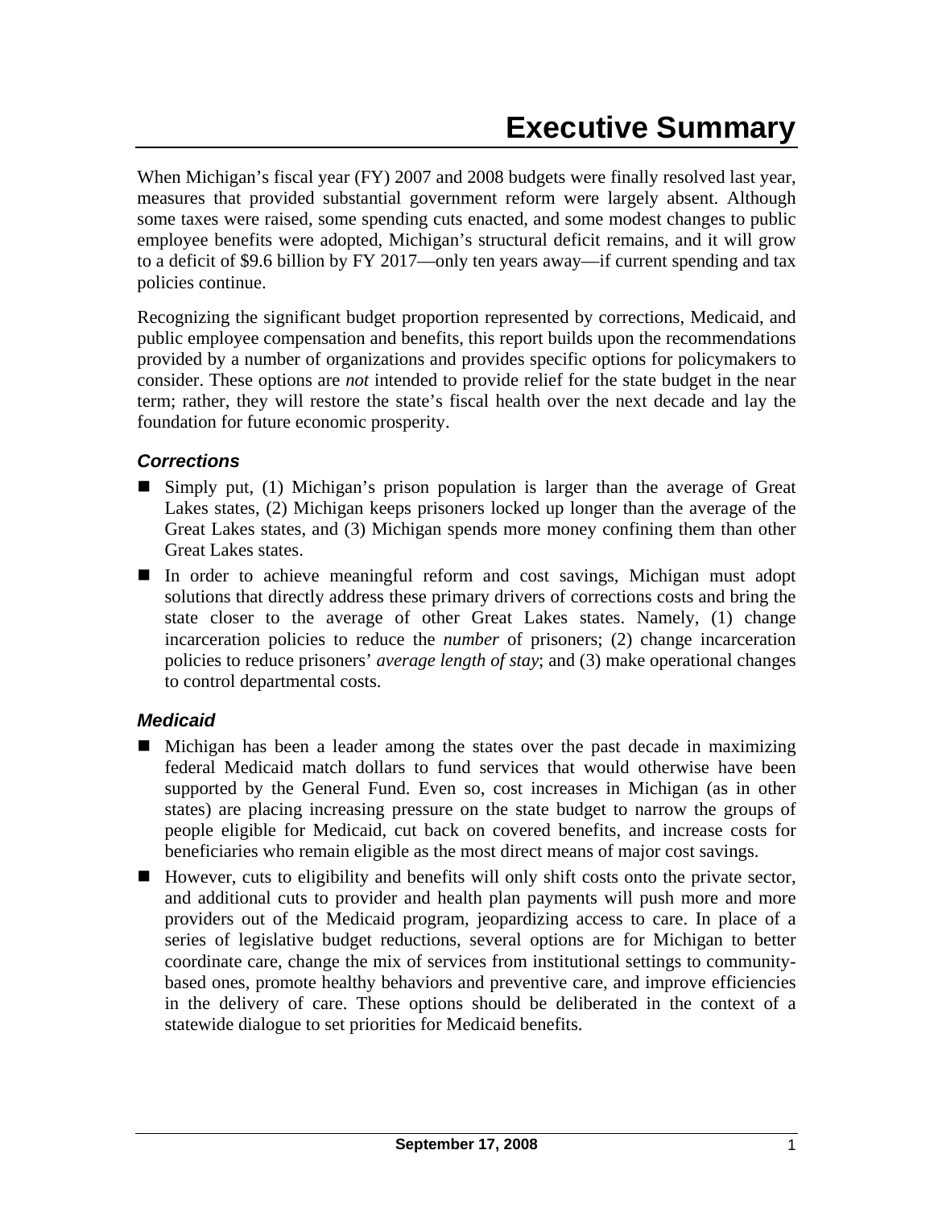# Executive Summary

When Michigan's fiscal year (FY) 2007 and 2008 budgets were finally resolved last year, measures that provided substantial government reform were largely absent. Although some taxes were raised, some spending cuts enacted, and some modest changes to public employee benefits were adopted, Michigan's structural deficit remains, and it will grow to a deficit of $9.6 billion by FY 2017—only ten years away—if current spending and tax policies continue.

Recognizing the significant budget proportion represented by corrections, Medicaid, and public employee compensation and benefits, this report builds upon the recommendations provided by a number of organizations and provides specific options for policymakers to consider. These options are *not* intended to provide relief for the state budget in the near term; rather, they will restore the state's fiscal health over the next decade and lay the foundation for future economic prosperity.

### *Corrections*

- Simply put, (1) Michigan's prison population is larger than the average of Great Lakes states, (2) Michigan keeps prisoners locked up longer than the average of the Great Lakes states, and (3) Michigan spends more money confining them than other Great Lakes states.
- In order to achieve meaningful reform and cost savings, Michigan must adopt solutions that directly address these primary drivers of corrections costs and bring the state closer to the average of other Great Lakes states. Namely, (1) change incarceration policies to reduce the *number* of prisoners; (2) change incarceration policies to reduce prisoners' *average length of stay*; and (3) make operational changes to control departmental costs.

### *Medicaid*

- Michigan has been a leader among the states over the past decade in maximizing federal Medicaid match dollars to fund services that would otherwise have been supported by the General Fund. Even so, cost increases in Michigan (as in other states) are placing increasing pressure on the state budget to narrow the groups of people eligible for Medicaid, cut back on covered benefits, and increase costs for beneficiaries who remain eligible as the most direct means of major cost savings.
- However, cuts to eligibility and benefits will only shift costs onto the private sector, and additional cuts to provider and health plan payments will push more and more providers out of the Medicaid program, jeopardizing access to care. In place of a series of legislative budget reductions, several options are for Michigan to better coordinate care, change the mix of services from institutional settings to community-based ones, promote healthy behaviors and preventive care, and improve efficiencies in the delivery of care. These options should be deliberated in the context of a statewide dialogue to set priorities for Medicaid benefits.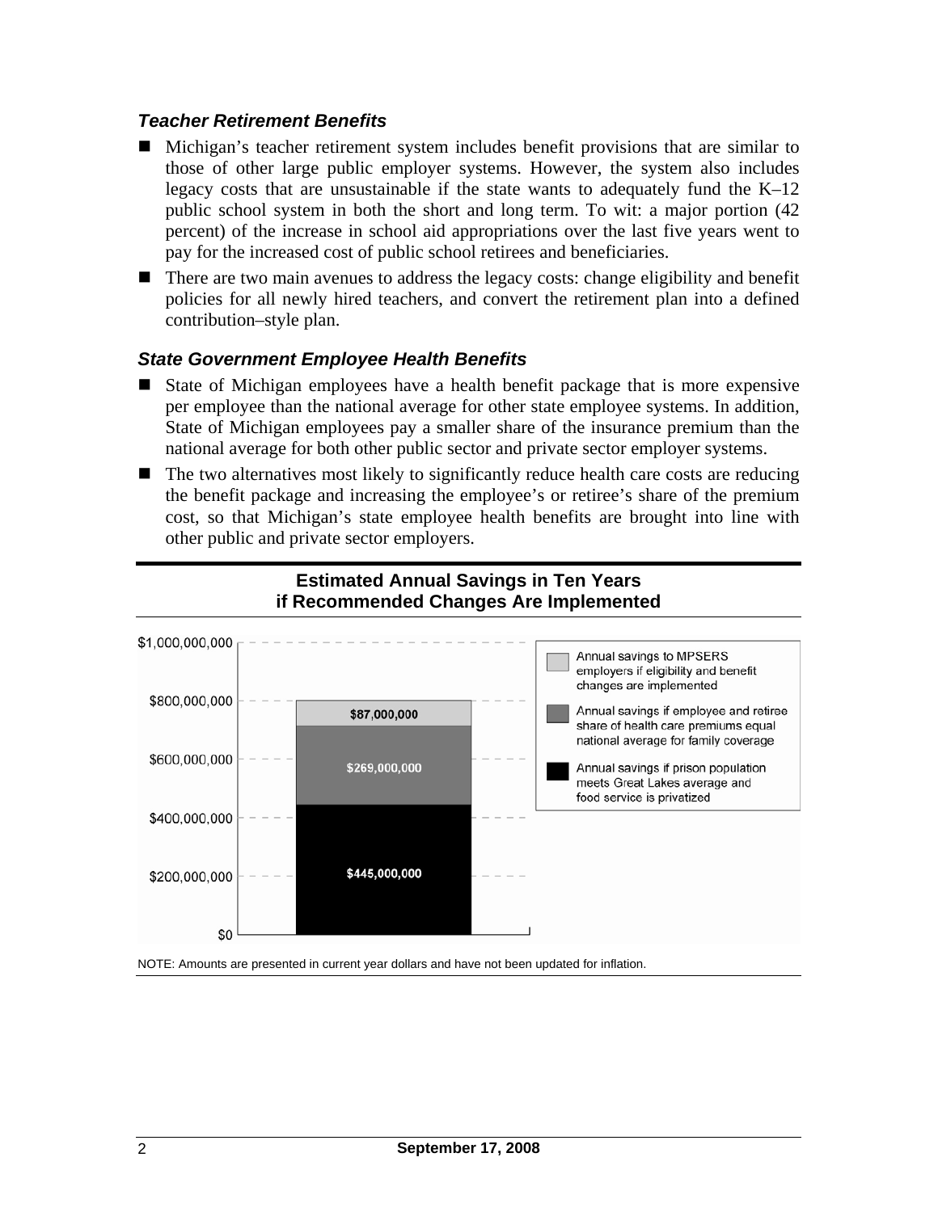### *Teacher Retirement Benefits*

- Michigan's teacher retirement system includes benefit provisions that are similar to those of other large public employer systems. However, the system also includes legacy costs that are unsustainable if the state wants to adequately fund the K–12 public school system in both the short and long term. To wit: a major portion (42 percent) of the increase in school aid appropriations over the last five years went to pay for the increased cost of public school retirees and beneficiaries.
- There are two main avenues to address the legacy costs: change eligibility and benefit policies for all newly hired teachers, and convert the retirement plan into a defined contribution–style plan.

### *State Government Employee Health Benefits*

- State of Michigan employees have a health benefit package that is more expensive per employee than the national average for other state employee systems. In addition, State of Michigan employees pay a smaller share of the insurance premium than the national average for both other public sector and private sector employer systems.
- The two alternatives most likely to significantly reduce health care costs are reducing the benefit package and increasing the employee's or retiree's share of the premium cost, so that Michigan's state employee health benefits are brought into line with other public and private sector employers.

**Estimated Annual Savings in Ten Years if Recommended Changes Are Implemented**

| Category | Savings |
|---|---|
| Annual savings to MPSERS employers if eligibility and benefit changes are implemented | $87,000,000 |
| Annual savings if employee and retiree share of health care premiums equal national average for family coverage | $269,000,000 |
| Annual savings if prison population meets Great Lakes average and food service is privatized | $445,000,000 |

NOTE: Amounts are presented in current year dollars and have not been updated for inflation.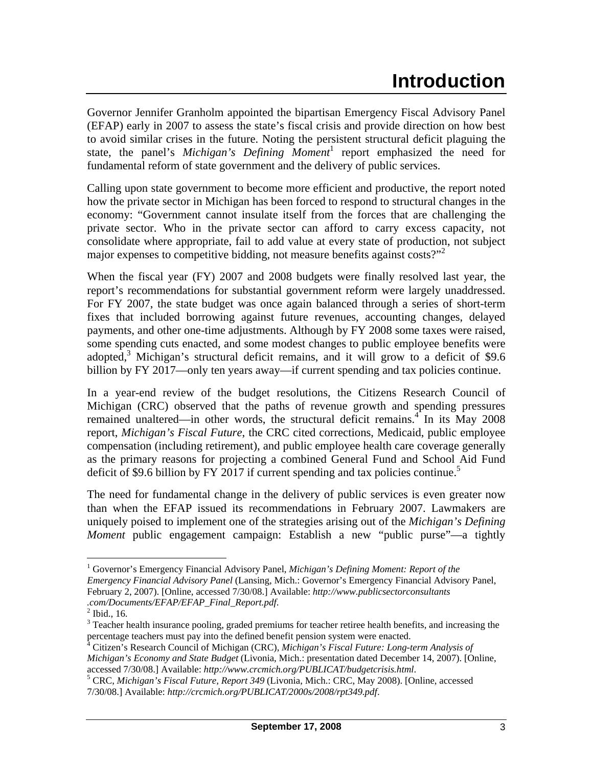# Introduction

Governor Jennifer Granholm appointed the bipartisan Emergency Fiscal Advisory Panel (EFAP) early in 2007 to assess the state's fiscal crisis and provide direction on how best to avoid similar crises in the future. Noting the persistent structural deficit plaguing the state, the panel's *Michigan's Defining Moment*[1] report emphasized the need for fundamental reform of state government and the delivery of public services.

Calling upon state government to become more efficient and productive, the report noted how the private sector in Michigan has been forced to respond to structural changes in the economy: "Government cannot insulate itself from the forces that are challenging the private sector. Who in the private sector can afford to carry excess capacity, not consolidate where appropriate, fail to add value at every state of production, not subject major expenses to competitive bidding, not measure benefits against costs?"[2]

When the fiscal year (FY) 2007 and 2008 budgets were finally resolved last year, the report's recommendations for substantial government reform were largely unaddressed. For FY 2007, the state budget was once again balanced through a series of short-term fixes that included borrowing against future revenues, accounting changes, delayed payments, and other one-time adjustments. Although by FY 2008 some taxes were raised, some spending cuts enacted, and some modest changes to public employee benefits were adopted,[3] Michigan's structural deficit remains, and it will grow to a deficit of $9.6 billion by FY 2017—only ten years away—if current spending and tax policies continue.

In a year-end review of the budget resolutions, the Citizens Research Council of Michigan (CRC) observed that the paths of revenue growth and spending pressures remained unaltered—in other words, the structural deficit remains.[4] In its May 2008 report, *Michigan's Fiscal Future*, the CRC cited corrections, Medicaid, public employee compensation (including retirement), and public employee health care coverage generally as the primary reasons for projecting a combined General Fund and School Aid Fund deficit of $9.6 billion by FY 2017 if current spending and tax policies continue.[5]

The need for fundamental change in the delivery of public services is even greater now than when the EFAP issued its recommendations in February 2007. Lawmakers are uniquely poised to implement one of the strategies arising out of the *Michigan's Defining Moment* public engagement campaign: Establish a new "public purse"—a tightly

---

[1] Governor's Emergency Financial Advisory Panel, *Michigan's Defining Moment: Report of the Emergency Financial Advisory Panel* (Lansing, Mich.: Governor's Emergency Financial Advisory Panel, February 2, 2007). [Online, accessed 7/30/08.] Available: *http://www.publicsectorconsultants.com/Documents/EFAP/EFAP_Final_Report.pdf*.

[2] Ibid., 16.

[3] Teacher health insurance pooling, graded premiums for teacher retiree health benefits, and increasing the percentage teachers must pay into the defined benefit pension system were enacted.

[4] Citizen's Research Council of Michigan (CRC), *Michigan's Fiscal Future: Long-term Analysis of Michigan's Economy and State Budget* (Livonia, Mich.: presentation dated December 14, 2007). [Online, accessed 7/30/08.] Available: *http://www.crcmich.org/PUBLICAT/budgetcrisis.html*.

[5] CRC, *Michigan's Fiscal Future, Report 349* (Livonia, Mich.: CRC, May 2008). [Online, accessed 7/30/08.] Available: *http://crcmich.org/PUBLICAT/2000s/2008/rpt349.pdf*.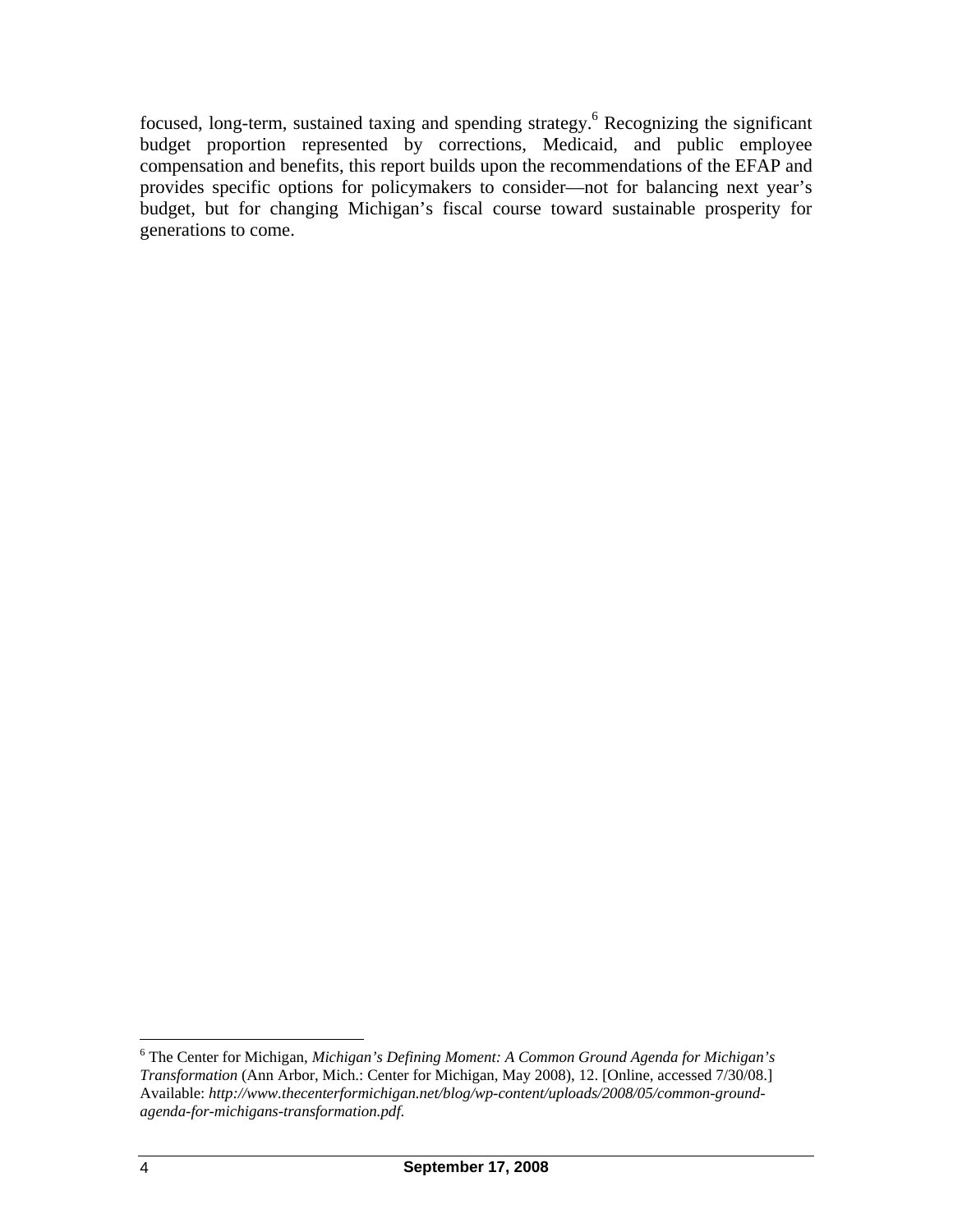focused, long-term, sustained taxing and spending strategy.[6] Recognizing the significant budget proportion represented by corrections, Medicaid, and public employee compensation and benefits, this report builds upon the recommendations of the EFAP and provides specific options for policymakers to consider—not for balancing next year's budget, but for changing Michigan's fiscal course toward sustainable prosperity for generations to come.

---

[6] The Center for Michigan, *Michigan's Defining Moment: A Common Ground Agenda for Michigan's Transformation* (Ann Arbor, Mich.: Center for Michigan, May 2008), 12. [Online, accessed 7/30/08.] Available: *http://www.thecenterformichigan.net/blog/wp-content/uploads/2008/05/common-ground-agenda-for-michigans-transformation.pdf*.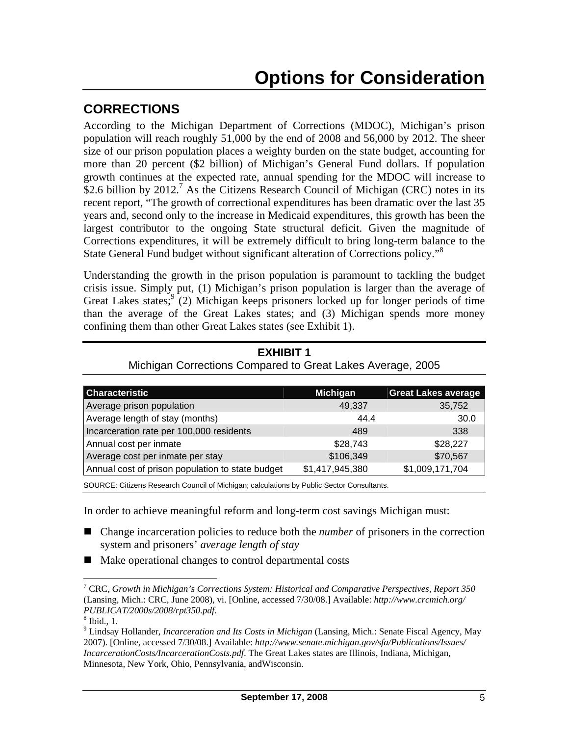# Options for Consideration

## CORRECTIONS

According to the Michigan Department of Corrections (MDOC), Michigan's prison population will reach roughly 51,000 by the end of 2008 and 56,000 by 2012. The sheer size of our prison population places a weighty burden on the state budget, accounting for more than 20 percent ($2 billion) of Michigan's General Fund dollars. If population growth continues at the expected rate, annual spending for the MDOC will increase to $2.6 billion by 2012.[7] As the Citizens Research Council of Michigan (CRC) notes in its recent report, "The growth of correctional expenditures has been dramatic over the last 35 years and, second only to the increase in Medicaid expenditures, this growth has been the largest contributor to the ongoing State structural deficit. Given the magnitude of Corrections expenditures, it will be extremely difficult to bring long-term balance to the State General Fund budget without significant alteration of Corrections policy."[8]

Understanding the growth in the prison population is paramount to tackling the budget crisis issue. Simply put, (1) Michigan's prison population is larger than the average of Great Lakes states;[9] (2) Michigan keeps prisoners locked up for longer periods of time than the average of the Great Lakes states; and (3) Michigan spends more money confining them than other Great Lakes states (see Exhibit 1).

**EXHIBIT 1**
Michigan Corrections Compared to Great Lakes Average, 2005

| Characteristic | Michigan | Great Lakes average |
|---|---|---|
| Average prison population | 49,337 | 35,752 |
| Average length of stay (months) | 44.4 | 30.0 |
| Incarceration rate per 100,000 residents | 489 | 338 |
| Annual cost per inmate | $28,743 | $28,227 |
| Average cost per inmate per stay | $106,349 | $70,567 |
| Annual cost of prison population to state budget | $1,417,945,380 | $1,009,171,704 |

SOURCE: Citizens Research Council of Michigan; calculations by Public Sector Consultants.

In order to achieve meaningful reform and long-term cost savings Michigan must:

- Change incarceration policies to reduce both the *number* of prisoners in the correction system and prisoners' *average length of stay*
- Make operational changes to control departmental costs

---

[7] CRC, *Growth in Michigan's Corrections System: Historical and Comparative Perspectives, Report 350* (Lansing, Mich.: CRC, June 2008), vi. [Online, accessed 7/30/08.] Available: *http://www.crcmich.org/PUBLICAT/2000s/2008/rpt350.pdf.*

[8] Ibid., 1.

[9] Lindsay Hollander, *Incarceration and Its Costs in Michigan* (Lansing, Mich.: Senate Fiscal Agency, May 2007). [Online, accessed 7/30/08.] Available: *http://www.senate.michigan.gov/sfa/Publications/Issues/IncarcerationCosts/IncarcerationCosts.pdf.* The Great Lakes states are Illinois, Indiana, Michigan, Minnesota, New York, Ohio, Pennsylvania, andWisconsin.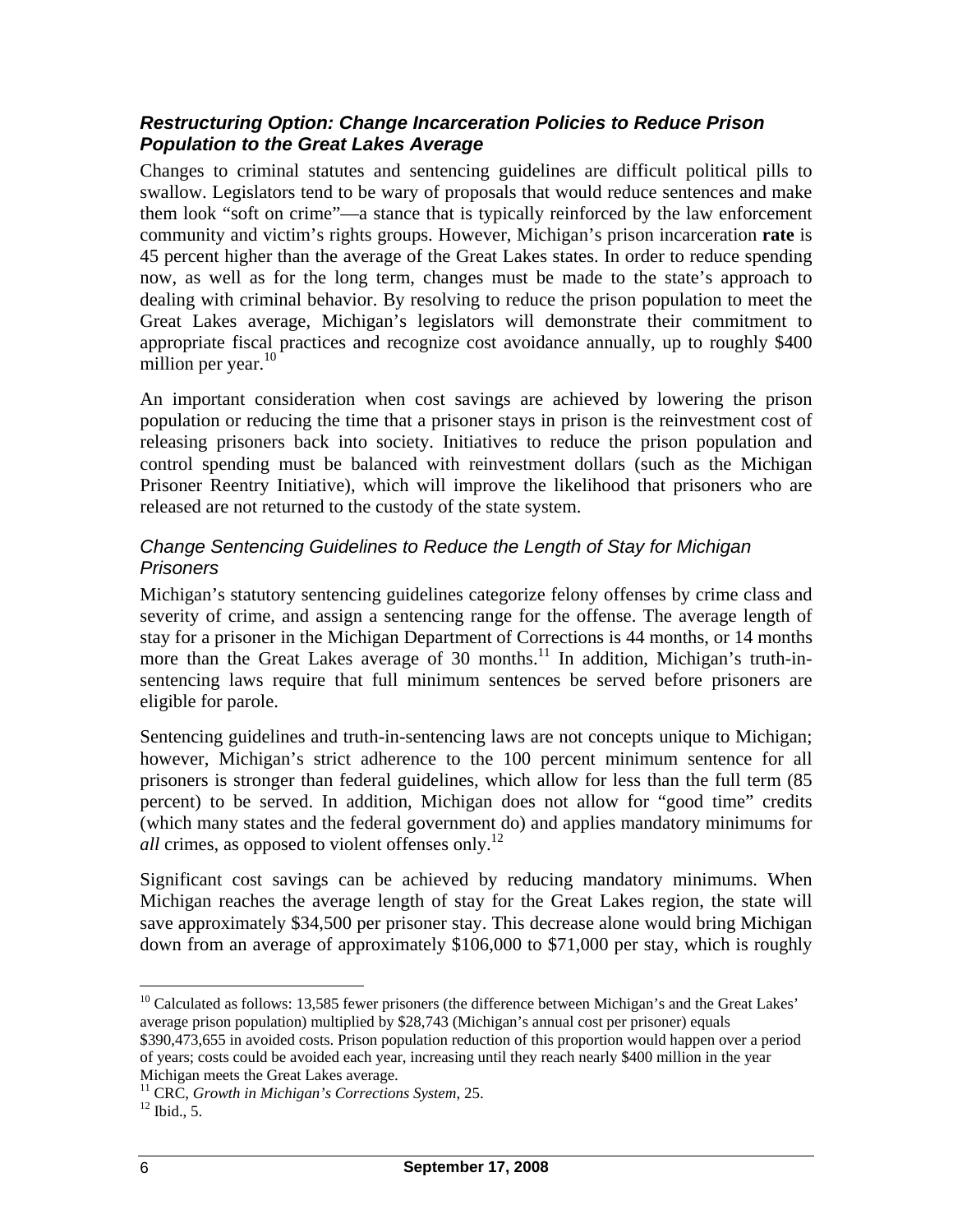### ***Restructuring Option: Change Incarceration Policies to Reduce Prison Population to the Great Lakes Average***

Changes to criminal statutes and sentencing guidelines are difficult political pills to swallow. Legislators tend to be wary of proposals that would reduce sentences and make them look "soft on crime"—a stance that is typically reinforced by the law enforcement community and victim's rights groups. However, Michigan's prison incarceration **rate** is 45 percent higher than the average of the Great Lakes states. In order to reduce spending now, as well as for the long term, changes must be made to the state's approach to dealing with criminal behavior. By resolving to reduce the prison population to meet the Great Lakes average, Michigan's legislators will demonstrate their commitment to appropriate fiscal practices and recognize cost avoidance annually, up to roughly $400 million per year.[10]

An important consideration when cost savings are achieved by lowering the prison population or reducing the time that a prisoner stays in prison is the reinvestment cost of releasing prisoners back into society. Initiatives to reduce the prison population and control spending must be balanced with reinvestment dollars (such as the Michigan Prisoner Reentry Initiative), which will improve the likelihood that prisoners who are released are not returned to the custody of the state system.

#### *Change Sentencing Guidelines to Reduce the Length of Stay for Michigan Prisoners*

Michigan's statutory sentencing guidelines categorize felony offenses by crime class and severity of crime, and assign a sentencing range for the offense. The average length of stay for a prisoner in the Michigan Department of Corrections is 44 months, or 14 months more than the Great Lakes average of 30 months.[11] In addition, Michigan's truth-in-sentencing laws require that full minimum sentences be served before prisoners are eligible for parole.

Sentencing guidelines and truth-in-sentencing laws are not concepts unique to Michigan; however, Michigan's strict adherence to the 100 percent minimum sentence for all prisoners is stronger than federal guidelines, which allow for less than the full term (85 percent) to be served. In addition, Michigan does not allow for "good time" credits (which many states and the federal government do) and applies mandatory minimums for *all* crimes, as opposed to violent offenses only.[12]

Significant cost savings can be achieved by reducing mandatory minimums. When Michigan reaches the average length of stay for the Great Lakes region, the state will save approximately $34,500 per prisoner stay. This decrease alone would bring Michigan down from an average of approximately $106,000 to $71,000 per stay, which is roughly

---

[10] Calculated as follows: 13,585 fewer prisoners (the difference between Michigan's and the Great Lakes' average prison population) multiplied by $28,743 (Michigan's annual cost per prisoner) equals $390,473,655 in avoided costs. Prison population reduction of this proportion would happen over a period of years; costs could be avoided each year, increasing until they reach nearly $400 million in the year Michigan meets the Great Lakes average.

[11] CRC, *Growth in Michigan's Corrections System*, 25.

[12] Ibid., 5.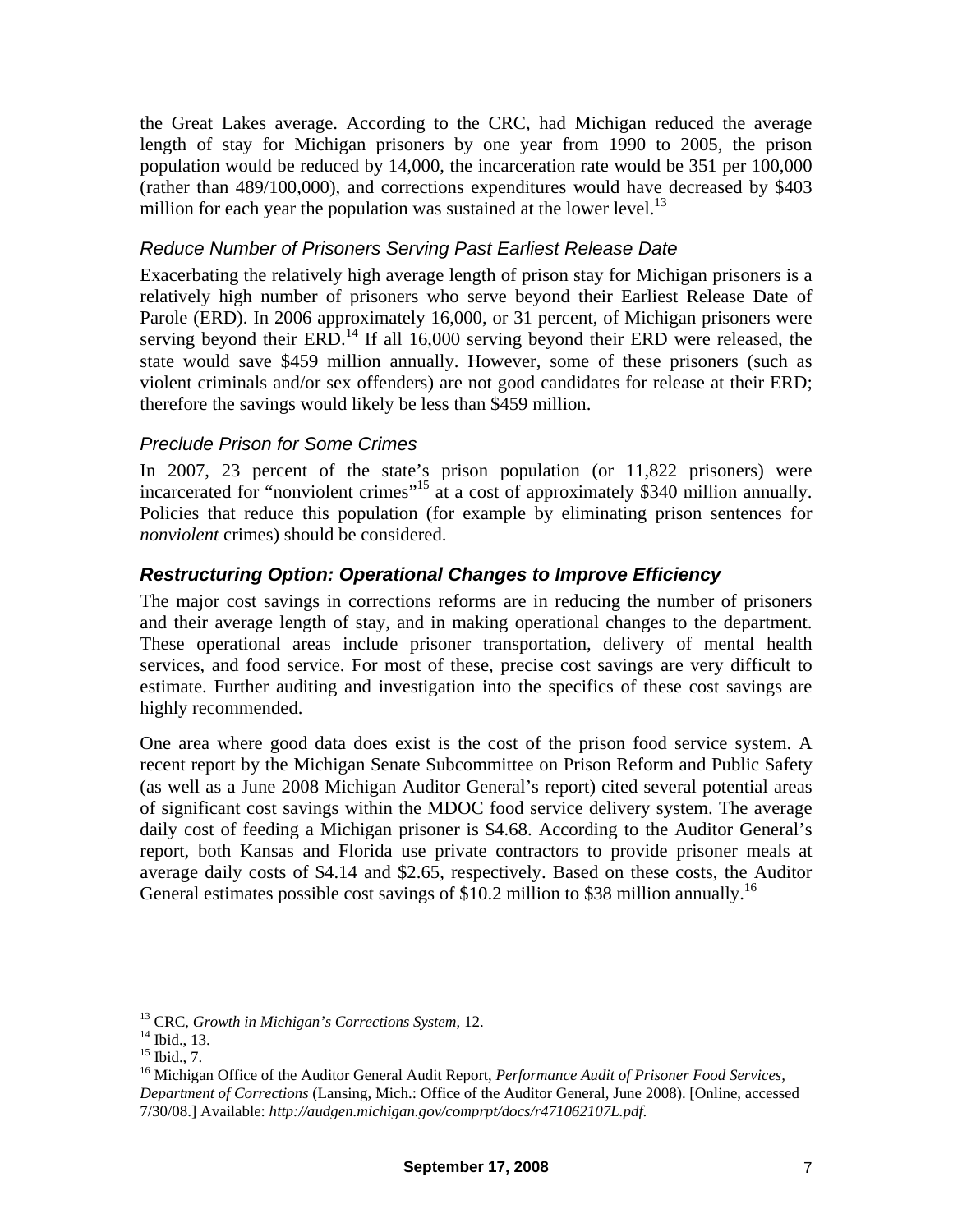the Great Lakes average. According to the CRC, had Michigan reduced the average length of stay for Michigan prisoners by one year from 1990 to 2005, the prison population would be reduced by 14,000, the incarceration rate would be 351 per 100,000 (rather than 489/100,000), and corrections expenditures would have decreased by $403 million for each year the population was sustained at the lower level.[13]

### *Reduce Number of Prisoners Serving Past Earliest Release Date*

Exacerbating the relatively high average length of prison stay for Michigan prisoners is a relatively high number of prisoners who serve beyond their Earliest Release Date of Parole (ERD). In 2006 approximately 16,000, or 31 percent, of Michigan prisoners were serving beyond their ERD.[14] If all 16,000 serving beyond their ERD were released, the state would save $459 million annually. However, some of these prisoners (such as violent criminals and/or sex offenders) are not good candidates for release at their ERD; therefore the savings would likely be less than $459 million.

### *Preclude Prison for Some Crimes*

In 2007, 23 percent of the state's prison population (or 11,822 prisoners) were incarcerated for "nonviolent crimes"[15] at a cost of approximately $340 million annually. Policies that reduce this population (for example by eliminating prison sentences for *nonviolent* crimes) should be considered.

## ***Restructuring Option: Operational Changes to Improve Efficiency***

The major cost savings in corrections reforms are in reducing the number of prisoners and their average length of stay, and in making operational changes to the department. These operational areas include prisoner transportation, delivery of mental health services, and food service. For most of these, precise cost savings are very difficult to estimate. Further auditing and investigation into the specifics of these cost savings are highly recommended.

One area where good data does exist is the cost of the prison food service system. A recent report by the Michigan Senate Subcommittee on Prison Reform and Public Safety (as well as a June 2008 Michigan Auditor General's report) cited several potential areas of significant cost savings within the MDOC food service delivery system. The average daily cost of feeding a Michigan prisoner is $4.68. According to the Auditor General's report, both Kansas and Florida use private contractors to provide prisoner meals at average daily costs of $4.14 and $2.65, respectively. Based on these costs, the Auditor General estimates possible cost savings of $10.2 million to $38 million annually.[16]

---

[13] CRC, *Growth in Michigan's Corrections System*, 12.

[14] Ibid., 13.

[15] Ibid., 7.

[16] Michigan Office of the Auditor General Audit Report, *Performance Audit of Prisoner Food Services, Department of Corrections* (Lansing, Mich.: Office of the Auditor General, June 2008). [Online, accessed 7/30/08.] Available: *http://audgen.michigan.gov/comprpt/docs/r471062107L.pdf*.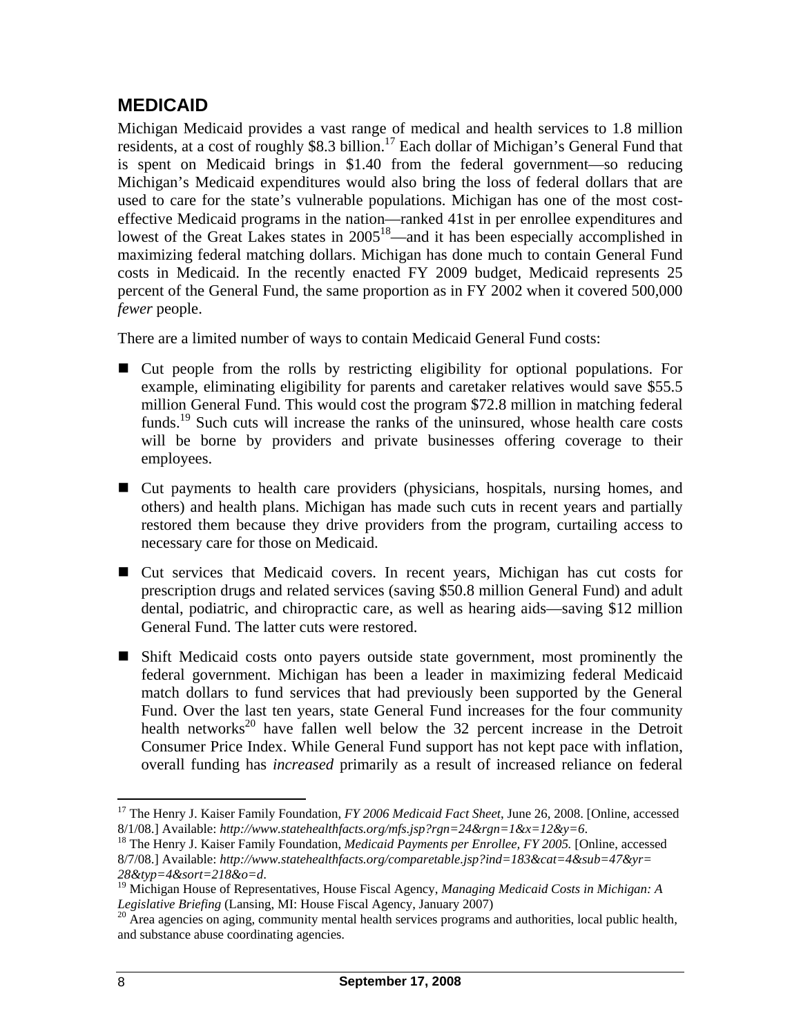## MEDICAID

Michigan Medicaid provides a vast range of medical and health services to 1.8 million residents, at a cost of roughly $8.3 billion.[17] Each dollar of Michigan's General Fund that is spent on Medicaid brings in $1.40 from the federal government—so reducing Michigan's Medicaid expenditures would also bring the loss of federal dollars that are used to care for the state's vulnerable populations. Michigan has one of the most cost-effective Medicaid programs in the nation—ranked 41st in per enrollee expenditures and lowest of the Great Lakes states in 2005[18]—and it has been especially accomplished in maximizing federal matching dollars. Michigan has done much to contain General Fund costs in Medicaid. In the recently enacted FY 2009 budget, Medicaid represents 25 percent of the General Fund, the same proportion as in FY 2002 when it covered 500,000 *fewer* people.

There are a limited number of ways to contain Medicaid General Fund costs:

- Cut people from the rolls by restricting eligibility for optional populations. For example, eliminating eligibility for parents and caretaker relatives would save $55.5 million General Fund. This would cost the program $72.8 million in matching federal funds.[19] Such cuts will increase the ranks of the uninsured, whose health care costs will be borne by providers and private businesses offering coverage to their employees.
- Cut payments to health care providers (physicians, hospitals, nursing homes, and others) and health plans. Michigan has made such cuts in recent years and partially restored them because they drive providers from the program, curtailing access to necessary care for those on Medicaid.
- Cut services that Medicaid covers. In recent years, Michigan has cut costs for prescription drugs and related services (saving $50.8 million General Fund) and adult dental, podiatric, and chiropractic care, as well as hearing aids—saving $12 million General Fund. The latter cuts were restored.
- Shift Medicaid costs onto payers outside state government, most prominently the federal government. Michigan has been a leader in maximizing federal Medicaid match dollars to fund services that had previously been supported by the General Fund. Over the last ten years, state General Fund increases for the four community health networks[20] have fallen well below the 32 percent increase in the Detroit Consumer Price Index. While General Fund support has not kept pace with inflation, overall funding has *increased* primarily as a result of increased reliance on federal

---

[17] The Henry J. Kaiser Family Foundation, *FY 2006 Medicaid Fact Sheet*, June 26, 2008. [Online, accessed 8/1/08.] Available: *http://www.statehealthfacts.org/mfs.jsp?rgn=24&rgn=1&x=12&y=6*.

[18] The Henry J. Kaiser Family Foundation, *Medicaid Payments per Enrollee, FY 2005.* [Online, accessed 8/7/08.] Available: *http://www.statehealthfacts.org/comparetable.jsp?ind=183&cat=4&sub=47&yr=28&typ=4&sort=218&o=d*.

[19] Michigan House of Representatives, House Fiscal Agency, *Managing Medicaid Costs in Michigan: A Legislative Briefing* (Lansing, MI: House Fiscal Agency, January 2007)

[20] Area agencies on aging, community mental health services programs and authorities, local public health, and substance abuse coordinating agencies.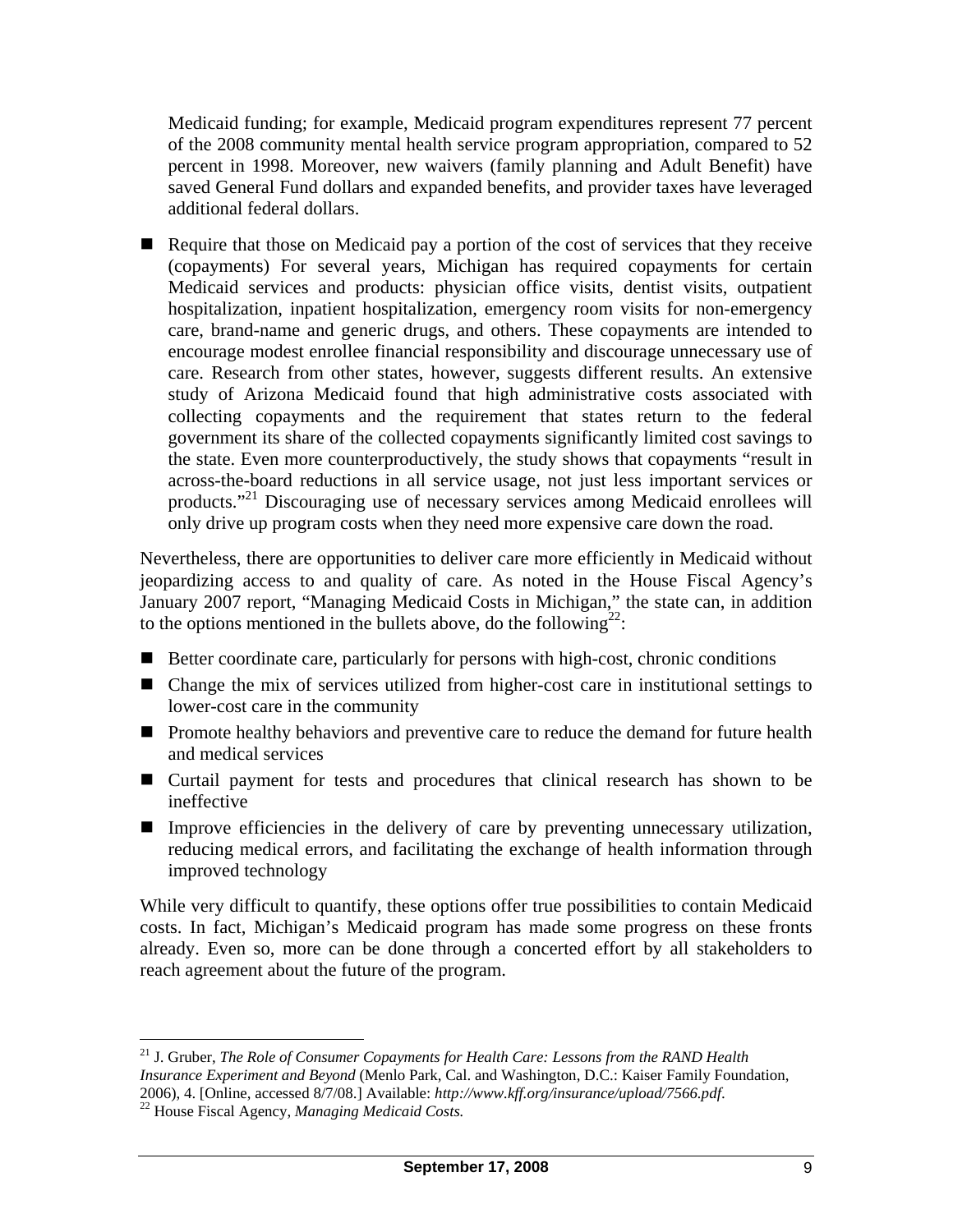Medicaid funding; for example, Medicaid program expenditures represent 77 percent of the 2008 community mental health service program appropriation, compared to 52 percent in 1998. Moreover, new waivers (family planning and Adult Benefit) have saved General Fund dollars and expanded benefits, and provider taxes have leveraged additional federal dollars.

- Require that those on Medicaid pay a portion of the cost of services that they receive (copayments) For several years, Michigan has required copayments for certain Medicaid services and products: physician office visits, dentist visits, outpatient hospitalization, inpatient hospitalization, emergency room visits for non-emergency care, brand-name and generic drugs, and others. These copayments are intended to encourage modest enrollee financial responsibility and discourage unnecessary use of care. Research from other states, however, suggests different results. An extensive study of Arizona Medicaid found that high administrative costs associated with collecting copayments and the requirement that states return to the federal government its share of the collected copayments significantly limited cost savings to the state. Even more counterproductively, the study shows that copayments "result in across-the-board reductions in all service usage, not just less important services or products."[21] Discouraging use of necessary services among Medicaid enrollees will only drive up program costs when they need more expensive care down the road.

Nevertheless, there are opportunities to deliver care more efficiently in Medicaid without jeopardizing access to and quality of care. As noted in the House Fiscal Agency's January 2007 report, "Managing Medicaid Costs in Michigan," the state can, in addition to the options mentioned in the bullets above, do the following[22]:

- Better coordinate care, particularly for persons with high-cost, chronic conditions
- Change the mix of services utilized from higher-cost care in institutional settings to lower-cost care in the community
- Promote healthy behaviors and preventive care to reduce the demand for future health and medical services
- Curtail payment for tests and procedures that clinical research has shown to be ineffective
- Improve efficiencies in the delivery of care by preventing unnecessary utilization, reducing medical errors, and facilitating the exchange of health information through improved technology

While very difficult to quantify, these options offer true possibilities to contain Medicaid costs. In fact, Michigan's Medicaid program has made some progress on these fronts already. Even so, more can be done through a concerted effort by all stakeholders to reach agreement about the future of the program.

---

[21] J. Gruber, *The Role of Consumer Copayments for Health Care: Lessons from the RAND Health Insurance Experiment and Beyond* (Menlo Park, Cal. and Washington, D.C.: Kaiser Family Foundation, 2006), 4. [Online, accessed 8/7/08.] Available: *http://www.kff.org/insurance/upload/7566.pdf*.

[22] House Fiscal Agency, *Managing Medicaid Costs.*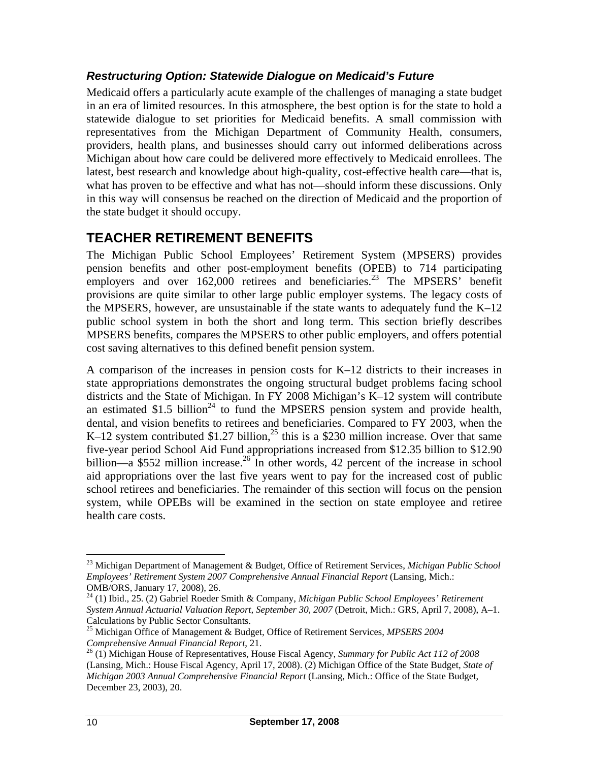### *Restructuring Option: Statewide Dialogue on Medicaid's Future*

Medicaid offers a particularly acute example of the challenges of managing a state budget in an era of limited resources. In this atmosphere, the best option is for the state to hold a statewide dialogue to set priorities for Medicaid benefits. A small commission with representatives from the Michigan Department of Community Health, consumers, providers, health plans, and businesses should carry out informed deliberations across Michigan about how care could be delivered more effectively to Medicaid enrollees. The latest, best research and knowledge about high-quality, cost-effective health care—that is, what has proven to be effective and what has not—should inform these discussions. Only in this way will consensus be reached on the direction of Medicaid and the proportion of the state budget it should occupy.

## TEACHER RETIREMENT BENEFITS

The Michigan Public School Employees' Retirement System (MPSERS) provides pension benefits and other post-employment benefits (OPEB) to 714 participating employers and over 162,000 retirees and beneficiaries.[23] The MPSERS' benefit provisions are quite similar to other large public employer systems. The legacy costs of the MPSERS, however, are unsustainable if the state wants to adequately fund the K–12 public school system in both the short and long term. This section briefly describes MPSERS benefits, compares the MPSERS to other public employers, and offers potential cost saving alternatives to this defined benefit pension system.

A comparison of the increases in pension costs for K–12 districts to their increases in state appropriations demonstrates the ongoing structural budget problems facing school districts and the State of Michigan. In FY 2008 Michigan's K–12 system will contribute an estimated \$1.5 billion[24] to fund the MPSERS pension system and provide health, dental, and vision benefits to retirees and beneficiaries. Compared to FY 2003, when the K–12 system contributed \$1.27 billion,[25] this is a \$230 million increase. Over that same five-year period School Aid Fund appropriations increased from \$12.35 billion to \$12.90 billion—a \$552 million increase.[26] In other words, 42 percent of the increase in school aid appropriations over the last five years went to pay for the increased cost of public school retirees and beneficiaries. The remainder of this section will focus on the pension system, while OPEBs will be examined in the section on state employee and retiree health care costs.

---

[23] Michigan Department of Management & Budget, Office of Retirement Services, *Michigan Public School Employees' Retirement System 2007 Comprehensive Annual Financial Report* (Lansing, Mich.: OMB/ORS, January 17, 2008), 26.

[24] (1) Ibid., 25. (2) Gabriel Roeder Smith & Company, *Michigan Public School Employees' Retirement System Annual Actuarial Valuation Report, September 30, 2007* (Detroit, Mich.: GRS, April 7, 2008), A–1. Calculations by Public Sector Consultants.

[25] Michigan Office of Management & Budget, Office of Retirement Services, *MPSERS 2004 Comprehensive Annual Financial Report*, 21.

[26] (1) Michigan House of Representatives, House Fiscal Agency, *Summary for Public Act 112 of 2008* (Lansing, Mich.: House Fiscal Agency, April 17, 2008). (2) Michigan Office of the State Budget, *State of Michigan 2003 Annual Comprehensive Financial Report* (Lansing, Mich.: Office of the State Budget, December 23, 2003), 20.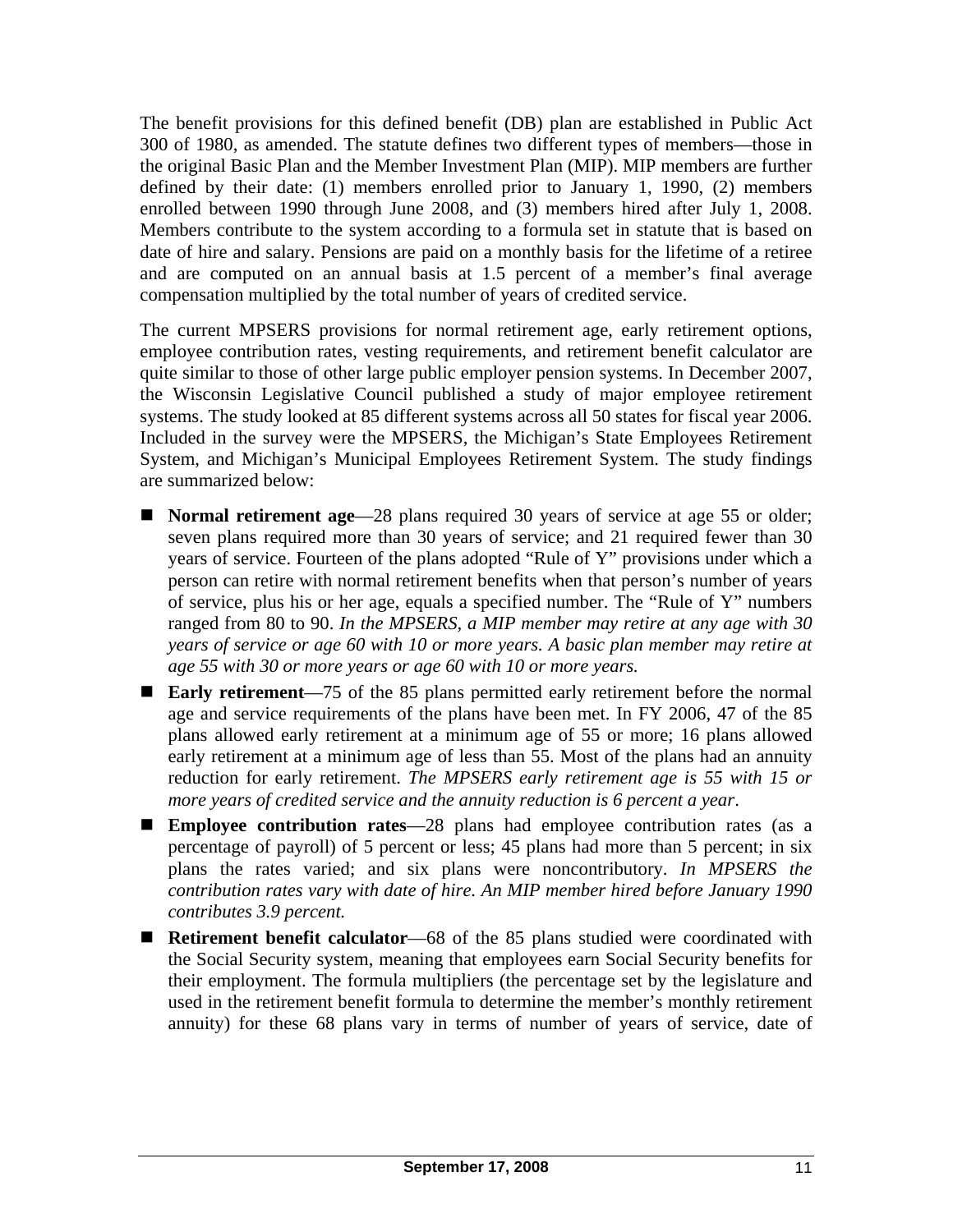The benefit provisions for this defined benefit (DB) plan are established in Public Act 300 of 1980, as amended. The statute defines two different types of members—those in the original Basic Plan and the Member Investment Plan (MIP). MIP members are further defined by their date: (1) members enrolled prior to January 1, 1990, (2) members enrolled between 1990 through June 2008, and (3) members hired after July 1, 2008. Members contribute to the system according to a formula set in statute that is based on date of hire and salary. Pensions are paid on a monthly basis for the lifetime of a retiree and are computed on an annual basis at 1.5 percent of a member's final average compensation multiplied by the total number of years of credited service.

The current MPSERS provisions for normal retirement age, early retirement options, employee contribution rates, vesting requirements, and retirement benefit calculator are quite similar to those of other large public employer pension systems. In December 2007, the Wisconsin Legislative Council published a study of major employee retirement systems. The study looked at 85 different systems across all 50 states for fiscal year 2006. Included in the survey were the MPSERS, the Michigan's State Employees Retirement System, and Michigan's Municipal Employees Retirement System. The study findings are summarized below:

- **Normal retirement age**—28 plans required 30 years of service at age 55 or older; seven plans required more than 30 years of service; and 21 required fewer than 30 years of service. Fourteen of the plans adopted "Rule of Y" provisions under which a person can retire with normal retirement benefits when that person's number of years of service, plus his or her age, equals a specified number. The "Rule of Y" numbers ranged from 80 to 90. *In the MPSERS, a MIP member may retire at any age with 30 years of service or age 60 with 10 or more years. A basic plan member may retire at age 55 with 30 or more years or age 60 with 10 or more years.*
- **Early retirement**—75 of the 85 plans permitted early retirement before the normal age and service requirements of the plans have been met. In FY 2006, 47 of the 85 plans allowed early retirement at a minimum age of 55 or more; 16 plans allowed early retirement at a minimum age of less than 55. Most of the plans had an annuity reduction for early retirement. *The MPSERS early retirement age is 55 with 15 or more years of credited service and the annuity reduction is 6 percent a year*.
- **Employee contribution rates**—28 plans had employee contribution rates (as a percentage of payroll) of 5 percent or less; 45 plans had more than 5 percent; in six plans the rates varied; and six plans were noncontributory. *In MPSERS the contribution rates vary with date of hire. An MIP member hired before January 1990 contributes 3.9 percent.*
- **Retirement benefit calculator**—68 of the 85 plans studied were coordinated with the Social Security system, meaning that employees earn Social Security benefits for their employment. The formula multipliers (the percentage set by the legislature and used in the retirement benefit formula to determine the member's monthly retirement annuity) for these 68 plans vary in terms of number of years of service, date of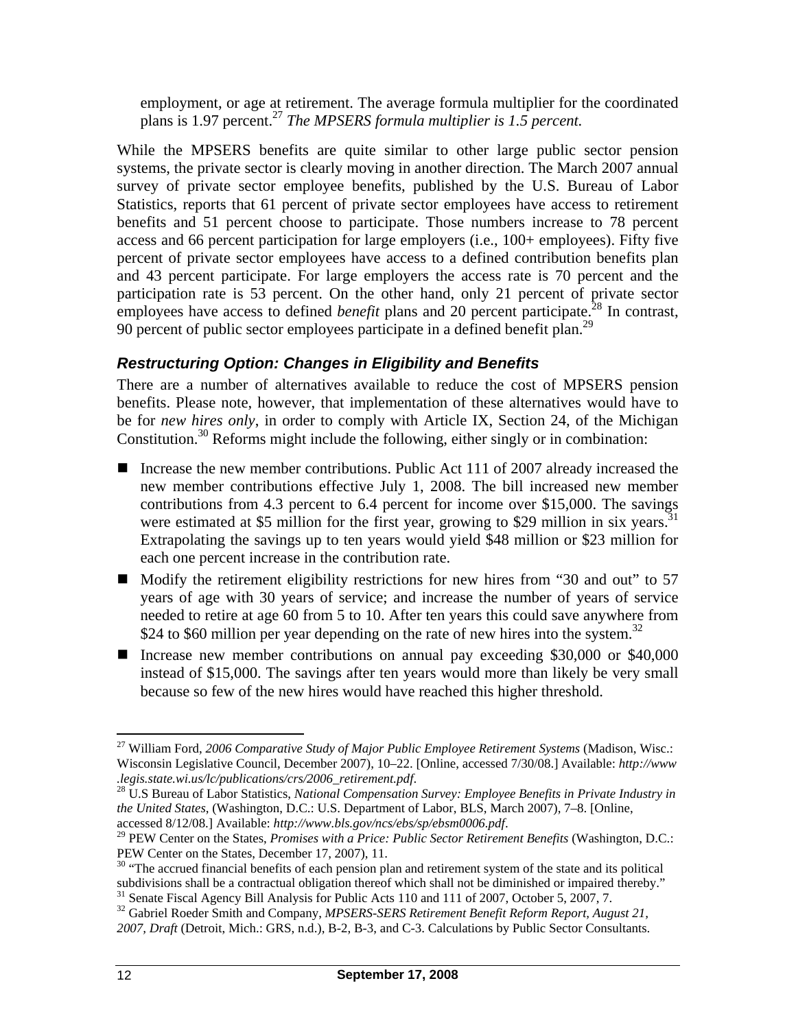employment, or age at retirement. The average formula multiplier for the coordinated plans is 1.97 percent.[27] *The MPSERS formula multiplier is 1.5 percent.*

While the MPSERS benefits are quite similar to other large public sector pension systems, the private sector is clearly moving in another direction. The March 2007 annual survey of private sector employee benefits, published by the U.S. Bureau of Labor Statistics, reports that 61 percent of private sector employees have access to retirement benefits and 51 percent choose to participate. Those numbers increase to 78 percent access and 66 percent participation for large employers (i.e., 100+ employees). Fifty five percent of private sector employees have access to a defined contribution benefits plan and 43 percent participate. For large employers the access rate is 70 percent and the participation rate is 53 percent. On the other hand, only 21 percent of private sector employees have access to defined *benefit* plans and 20 percent participate.[28] In contrast, 90 percent of public sector employees participate in a defined benefit plan.[29]

### *Restructuring Option: Changes in Eligibility and Benefits*

There are a number of alternatives available to reduce the cost of MPSERS pension benefits. Please note, however, that implementation of these alternatives would have to be for *new hires only*, in order to comply with Article IX, Section 24, of the Michigan Constitution.[30] Reforms might include the following, either singly or in combination:

- Increase the new member contributions. Public Act 111 of 2007 already increased the new member contributions effective July 1, 2008. The bill increased new member contributions from 4.3 percent to 6.4 percent for income over $15,000. The savings were estimated at $5 million for the first year, growing to $29 million in six years.[31] Extrapolating the savings up to ten years would yield $48 million or $23 million for each one percent increase in the contribution rate.
- Modify the retirement eligibility restrictions for new hires from "30 and out" to 57 years of age with 30 years of service; and increase the number of years of service needed to retire at age 60 from 5 to 10. After ten years this could save anywhere from $24 to $60 million per year depending on the rate of new hires into the system.[32]
- Increase new member contributions on annual pay exceeding $30,000 or $40,000 instead of $15,000. The savings after ten years would more than likely be very small because so few of the new hires would have reached this higher threshold.

---

[27] William Ford, *2006 Comparative Study of Major Public Employee Retirement Systems* (Madison, Wisc.: Wisconsin Legislative Council, December 2007), 10–22. [Online, accessed 7/30/08.] Available: *http://www.legis.state.wi.us/lc/publications/crs/2006_retirement.pdf*.

[28] U.S Bureau of Labor Statistics, *National Compensation Survey: Employee Benefits in Private Industry in the United States*, (Washington, D.C.: U.S. Department of Labor, BLS, March 2007), 7–8. [Online, accessed 8/12/08.] Available: *http://www.bls.gov/ncs/ebs/sp/ebsm0006.pdf*.

[29] PEW Center on the States, *Promises with a Price: Public Sector Retirement Benefits* (Washington, D.C.: PEW Center on the States, December 17, 2007), 11.

[30] "The accrued financial benefits of each pension plan and retirement system of the state and its political subdivisions shall be a contractual obligation thereof which shall not be diminished or impaired thereby."

[31] Senate Fiscal Agency Bill Analysis for Public Acts 110 and 111 of 2007, October 5, 2007, 7.

[32] Gabriel Roeder Smith and Company, *MPSERS-SERS Retirement Benefit Reform Report, August 21, 2007, Draft* (Detroit, Mich.: GRS, n.d.), B-2, B-3, and C-3. Calculations by Public Sector Consultants.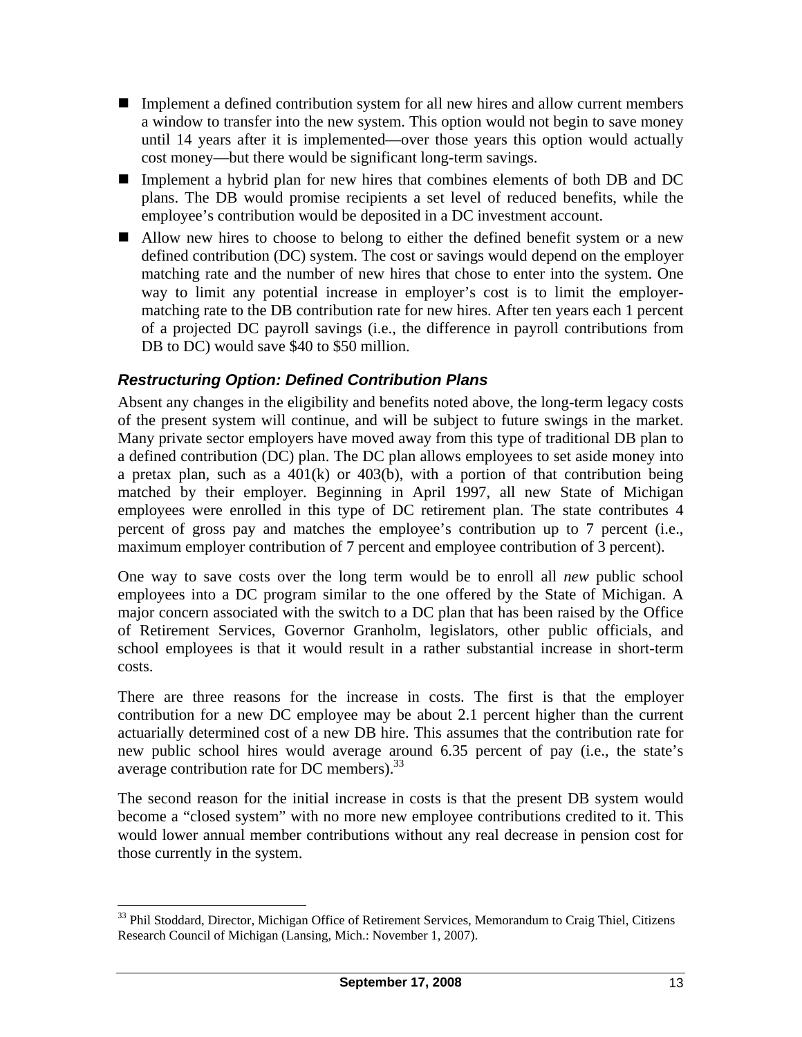- Implement a defined contribution system for all new hires and allow current members a window to transfer into the new system. This option would not begin to save money until 14 years after it is implemented—over those years this option would actually cost money—but there would be significant long-term savings.
- Implement a hybrid plan for new hires that combines elements of both DB and DC plans. The DB would promise recipients a set level of reduced benefits, while the employee's contribution would be deposited in a DC investment account.
- Allow new hires to choose to belong to either the defined benefit system or a new defined contribution (DC) system. The cost or savings would depend on the employer matching rate and the number of new hires that chose to enter into the system. One way to limit any potential increase in employer's cost is to limit the employer-matching rate to the DB contribution rate for new hires. After ten years each 1 percent of a projected DC payroll savings (i.e., the difference in payroll contributions from DB to DC) would save $40 to $50 million.

### *Restructuring Option: Defined Contribution Plans*

Absent any changes in the eligibility and benefits noted above, the long-term legacy costs of the present system will continue, and will be subject to future swings in the market. Many private sector employers have moved away from this type of traditional DB plan to a defined contribution (DC) plan. The DC plan allows employees to set aside money into a pretax plan, such as a 401(k) or 403(b), with a portion of that contribution being matched by their employer. Beginning in April 1997, all new State of Michigan employees were enrolled in this type of DC retirement plan. The state contributes 4 percent of gross pay and matches the employee's contribution up to 7 percent (i.e., maximum employer contribution of 7 percent and employee contribution of 3 percent).

One way to save costs over the long term would be to enroll all *new* public school employees into a DC program similar to the one offered by the State of Michigan. A major concern associated with the switch to a DC plan that has been raised by the Office of Retirement Services, Governor Granholm, legislators, other public officials, and school employees is that it would result in a rather substantial increase in short-term costs.

There are three reasons for the increase in costs. The first is that the employer contribution for a new DC employee may be about 2.1 percent higher than the current actuarially determined cost of a new DB hire. This assumes that the contribution rate for new public school hires would average around 6.35 percent of pay (i.e., the state's average contribution rate for DC members).[33]

The second reason for the initial increase in costs is that the present DB system would become a "closed system" with no more new employee contributions credited to it. This would lower annual member contributions without any real decrease in pension cost for those currently in the system.

---

[33] Phil Stoddard, Director, Michigan Office of Retirement Services, Memorandum to Craig Thiel, Citizens Research Council of Michigan (Lansing, Mich.: November 1, 2007).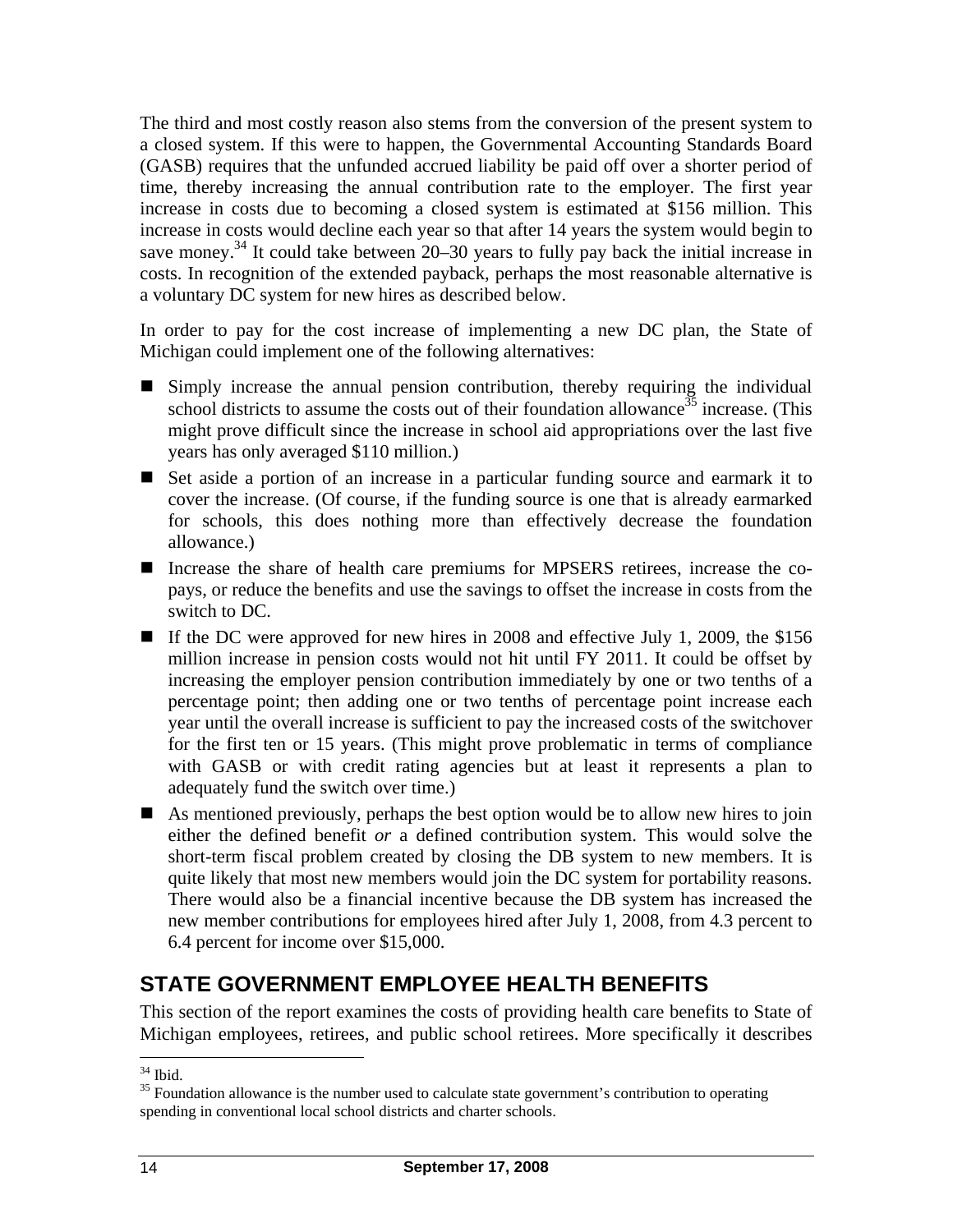The third and most costly reason also stems from the conversion of the present system to a closed system. If this were to happen, the Governmental Accounting Standards Board (GASB) requires that the unfunded accrued liability be paid off over a shorter period of time, thereby increasing the annual contribution rate to the employer. The first year increase in costs due to becoming a closed system is estimated at \$156 million. This increase in costs would decline each year so that after 14 years the system would begin to save money.[34] It could take between 20–30 years to fully pay back the initial increase in costs. In recognition of the extended payback, perhaps the most reasonable alternative is a voluntary DC system for new hires as described below.

In order to pay for the cost increase of implementing a new DC plan, the State of Michigan could implement one of the following alternatives:

- Simply increase the annual pension contribution, thereby requiring the individual school districts to assume the costs out of their foundation allowance[35] increase. (This might prove difficult since the increase in school aid appropriations over the last five years has only averaged \$110 million.)
- Set aside a portion of an increase in a particular funding source and earmark it to cover the increase. (Of course, if the funding source is one that is already earmarked for schools, this does nothing more than effectively decrease the foundation allowance.)
- Increase the share of health care premiums for MPSERS retirees, increase the co-pays, or reduce the benefits and use the savings to offset the increase in costs from the switch to DC.
- If the DC were approved for new hires in 2008 and effective July 1, 2009, the \$156 million increase in pension costs would not hit until FY 2011. It could be offset by increasing the employer pension contribution immediately by one or two tenths of a percentage point; then adding one or two tenths of percentage point increase each year until the overall increase is sufficient to pay the increased costs of the switchover for the first ten or 15 years. (This might prove problematic in terms of compliance with GASB or with credit rating agencies but at least it represents a plan to adequately fund the switch over time.)
- As mentioned previously, perhaps the best option would be to allow new hires to join either the defined benefit *or* a defined contribution system. This would solve the short-term fiscal problem created by closing the DB system to new members. It is quite likely that most new members would join the DC system for portability reasons. There would also be a financial incentive because the DB system has increased the new member contributions for employees hired after July 1, 2008, from 4.3 percent to 6.4 percent for income over \$15,000.

## STATE GOVERNMENT EMPLOYEE HEALTH BENEFITS

This section of the report examines the costs of providing health care benefits to State of Michigan employees, retirees, and public school retirees. More specifically it describes

[34] Ibid.

[35] Foundation allowance is the number used to calculate state government's contribution to operating spending in conventional local school districts and charter schools.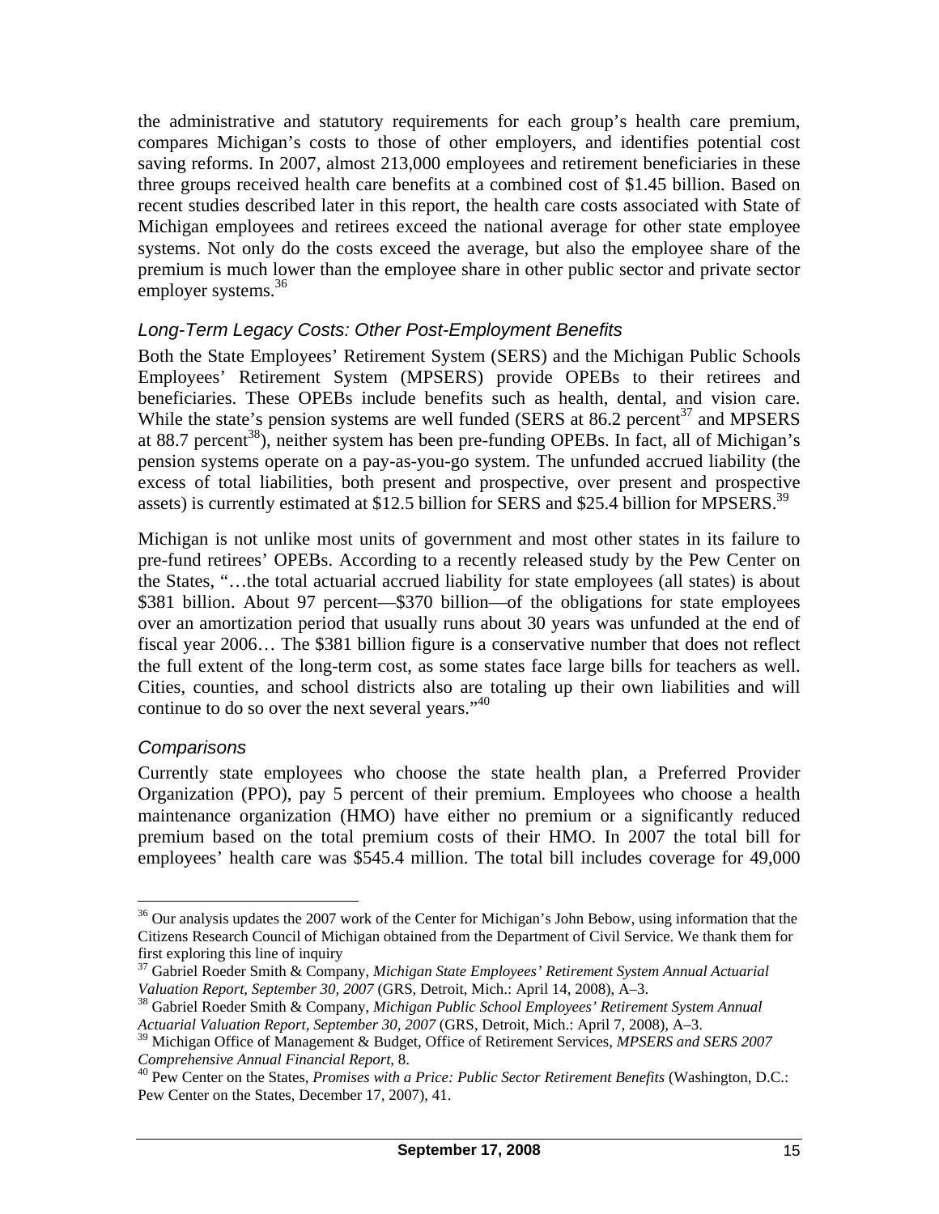the administrative and statutory requirements for each group's health care premium, compares Michigan's costs to those of other employers, and identifies potential cost saving reforms. In 2007, almost 213,000 employees and retirement beneficiaries in these three groups received health care benefits at a combined cost of $1.45 billion. Based on recent studies described later in this report, the health care costs associated with State of Michigan employees and retirees exceed the national average for other state employee systems. Not only do the costs exceed the average, but also the employee share of the premium is much lower than the employee share in other public sector and private sector employer systems.[36]

### *Long-Term Legacy Costs: Other Post-Employment Benefits*

Both the State Employees' Retirement System (SERS) and the Michigan Public Schools Employees' Retirement System (MPSERS) provide OPEBs to their retirees and beneficiaries. These OPEBs include benefits such as health, dental, and vision care. While the state's pension systems are well funded (SERS at 86.2 percent[37] and MPSERS at 88.7 percent[38]), neither system has been pre-funding OPEBs. In fact, all of Michigan's pension systems operate on a pay-as-you-go system. The unfunded accrued liability (the excess of total liabilities, both present and prospective, over present and prospective assets) is currently estimated at $12.5 billion for SERS and $25.4 billion for MPSERS.[39]

Michigan is not unlike most units of government and most other states in its failure to pre-fund retirees' OPEBs. According to a recently released study by the Pew Center on the States, "…the total actuarial accrued liability for state employees (all states) is about $381 billion. About 97 percent—$370 billion—of the obligations for state employees over an amortization period that usually runs about 30 years was unfunded at the end of fiscal year 2006… The $381 billion figure is a conservative number that does not reflect the full extent of the long-term cost, as some states face large bills for teachers as well. Cities, counties, and school districts also are totaling up their own liabilities and will continue to do so over the next several years."[40]

### *Comparisons*

Currently state employees who choose the state health plan, a Preferred Provider Organization (PPO), pay 5 percent of their premium. Employees who choose a health maintenance organization (HMO) have either no premium or a significantly reduced premium based on the total premium costs of their HMO. In 2007 the total bill for employees' health care was $545.4 million. The total bill includes coverage for 49,000

---

[36] Our analysis updates the 2007 work of the Center for Michigan's John Bebow, using information that the Citizens Research Council of Michigan obtained from the Department of Civil Service. We thank them for first exploring this line of inquiry

[37] Gabriel Roeder Smith & Company, *Michigan State Employees' Retirement System Annual Actuarial Valuation Report, September 30, 2007* (GRS, Detroit, Mich.: April 14, 2008), A–3.

[38] Gabriel Roeder Smith & Company, *Michigan Public School Employees' Retirement System Annual Actuarial Valuation Report, September 30, 2007* (GRS, Detroit, Mich.: April 7, 2008), A–3.

[39] Michigan Office of Management & Budget, Office of Retirement Services, *MPSERS and SERS 2007 Comprehensive Annual Financial Report*, 8.

[40] Pew Center on the States, *Promises with a Price: Public Sector Retirement Benefits* (Washington, D.C.: Pew Center on the States, December 17, 2007), 41.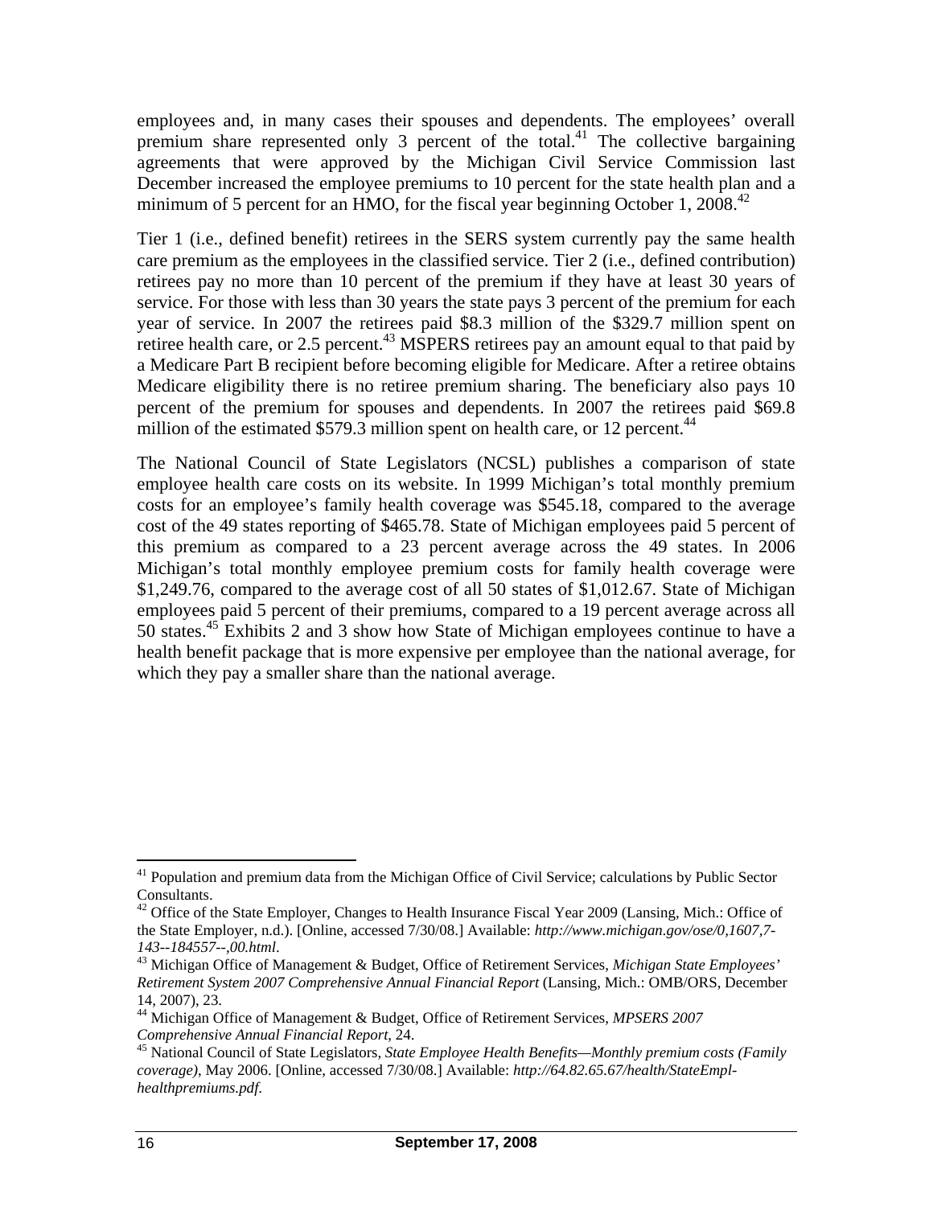employees and, in many cases their spouses and dependents. The employees' overall premium share represented only 3 percent of the total.[41] The collective bargaining agreements that were approved by the Michigan Civil Service Commission last December increased the employee premiums to 10 percent for the state health plan and a minimum of 5 percent for an HMO, for the fiscal year beginning October 1, 2008.[42]

Tier 1 (i.e., defined benefit) retirees in the SERS system currently pay the same health care premium as the employees in the classified service. Tier 2 (i.e., defined contribution) retirees pay no more than 10 percent of the premium if they have at least 30 years of service. For those with less than 30 years the state pays 3 percent of the premium for each year of service. In 2007 the retirees paid $8.3 million of the $329.7 million spent on retiree health care, or 2.5 percent.[43] MSPERS retirees pay an amount equal to that paid by a Medicare Part B recipient before becoming eligible for Medicare. After a retiree obtains Medicare eligibility there is no retiree premium sharing. The beneficiary also pays 10 percent of the premium for spouses and dependents. In 2007 the retirees paid $69.8 million of the estimated $579.3 million spent on health care, or 12 percent.[44]

The National Council of State Legislators (NCSL) publishes a comparison of state employee health care costs on its website. In 1999 Michigan's total monthly premium costs for an employee's family health coverage was $545.18, compared to the average cost of the 49 states reporting of $465.78. State of Michigan employees paid 5 percent of this premium as compared to a 23 percent average across the 49 states. In 2006 Michigan's total monthly employee premium costs for family health coverage were $1,249.76, compared to the average cost of all 50 states of $1,012.67. State of Michigan employees paid 5 percent of their premiums, compared to a 19 percent average across all 50 states.[45] Exhibits 2 and 3 show how State of Michigan employees continue to have a health benefit package that is more expensive per employee than the national average, for which they pay a smaller share than the national average.

---

[41] Population and premium data from the Michigan Office of Civil Service; calculations by Public Sector Consultants.

[42] Office of the State Employer, Changes to Health Insurance Fiscal Year 2009 (Lansing, Mich.: Office of the State Employer, n.d.). [Online, accessed 7/30/08.] Available: *http://www.michigan.gov/ose/0,1607,7-143--184557--,00.html*.

[43] Michigan Office of Management & Budget, Office of Retirement Services, *Michigan State Employees' Retirement System 2007 Comprehensive Annual Financial Report* (Lansing, Mich.: OMB/ORS, December 14, 2007), 23.

[44] Michigan Office of Management & Budget, Office of Retirement Services, *MPSERS 2007 Comprehensive Annual Financial Report*, 24.

[45] National Council of State Legislators, *State Employee Health Benefits—Monthly premium costs (Family coverage)*, May 2006. [Online, accessed 7/30/08.] Available: *http://64.82.65.67/health/StateEmpl-healthpremiums.pdf*.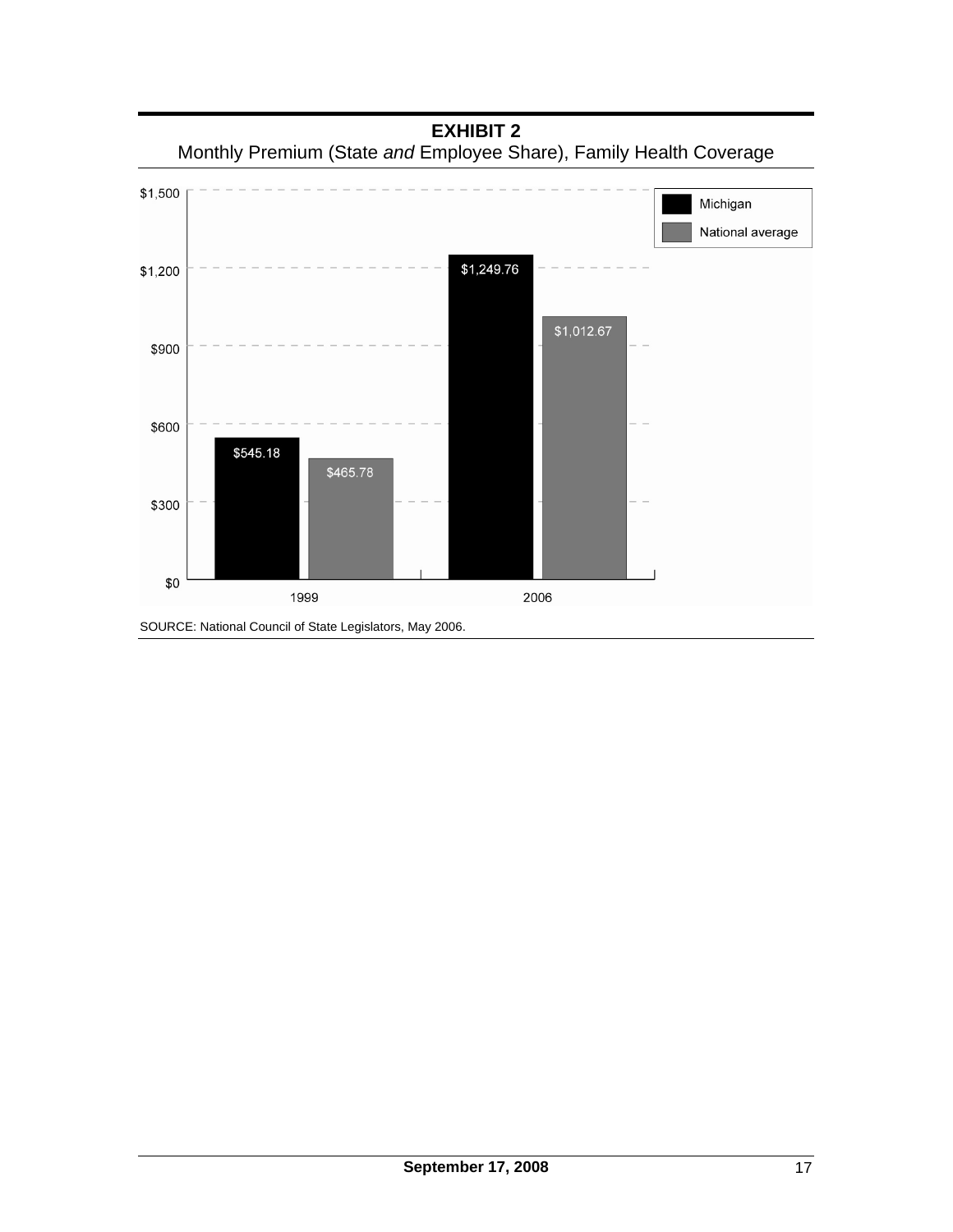**EXHIBIT 2**

Monthly Premium (State *and* Employee Share), Family Health Coverage

| | Michigan | National average |
|---|---|---|
| 1999 | $545.18 | $465.78 |
| 2006 | $1,249.76 | $1,012.67 |

SOURCE: National Council of State Legislators, May 2006.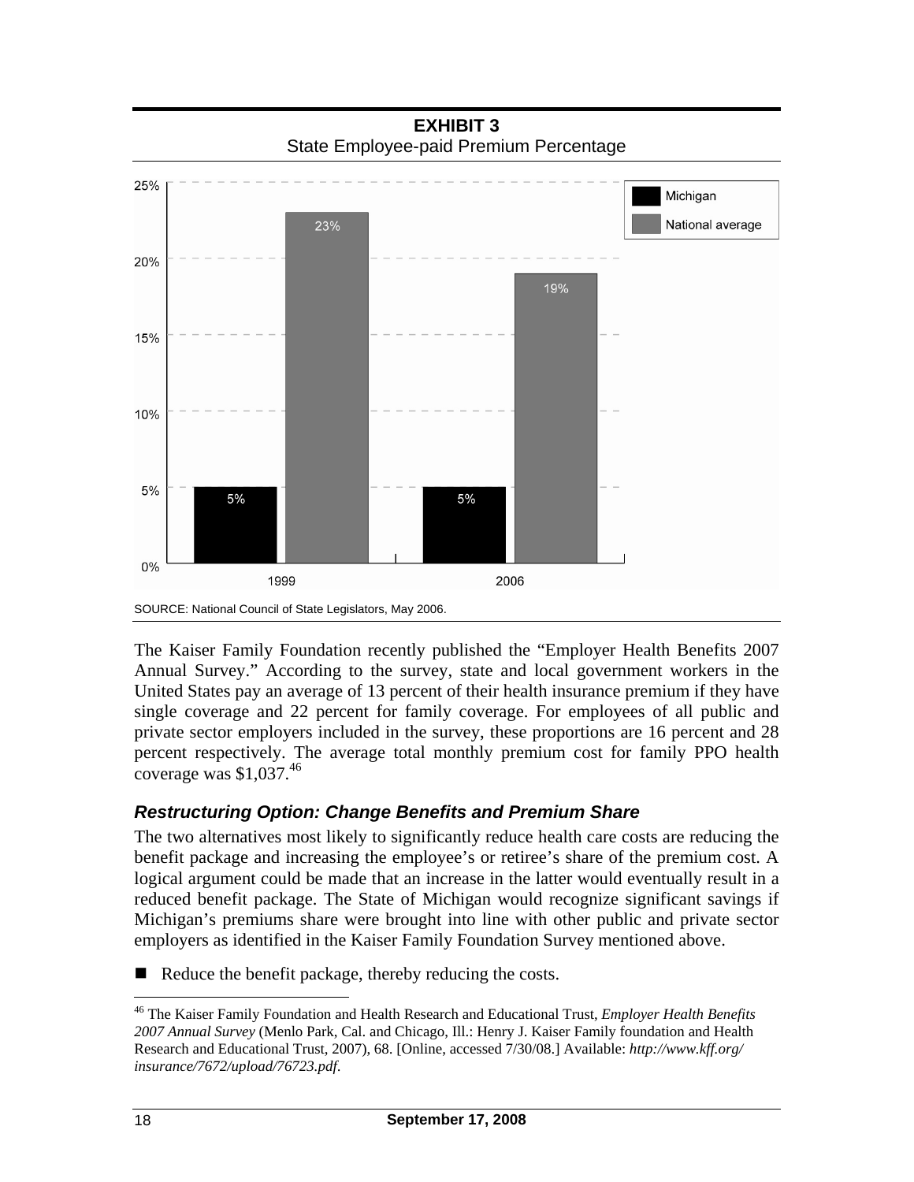**EXHIBIT 3**
State Employee-paid Premium Percentage

| | Michigan | National average |
|---|---|---|
| 1999 | 5% | 23% |
| 2006 | 5% | 19% |

SOURCE: National Council of State Legislators, May 2006.

The Kaiser Family Foundation recently published the "Employer Health Benefits 2007 Annual Survey." According to the survey, state and local government workers in the United States pay an average of 13 percent of their health insurance premium if they have single coverage and 22 percent for family coverage. For employees of all public and private sector employers included in the survey, these proportions are 16 percent and 28 percent respectively. The average total monthly premium cost for family PPO health coverage was $1,037.[46]

### *Restructuring Option: Change Benefits and Premium Share*

The two alternatives most likely to significantly reduce health care costs are reducing the benefit package and increasing the employee's or retiree's share of the premium cost. A logical argument could be made that an increase in the latter would eventually result in a reduced benefit package. The State of Michigan would recognize significant savings if Michigan's premiums share were brought into line with other public and private sector employers as identified in the Kaiser Family Foundation Survey mentioned above.

- Reduce the benefit package, thereby reducing the costs.

---

[46] The Kaiser Family Foundation and Health Research and Educational Trust, *Employer Health Benefits 2007 Annual Survey* (Menlo Park, Cal. and Chicago, Ill.: Henry J. Kaiser Family foundation and Health Research and Educational Trust, 2007), 68. [Online, accessed 7/30/08.] Available: *http://www.kff.org/insurance/7672/upload/76723.pdf*.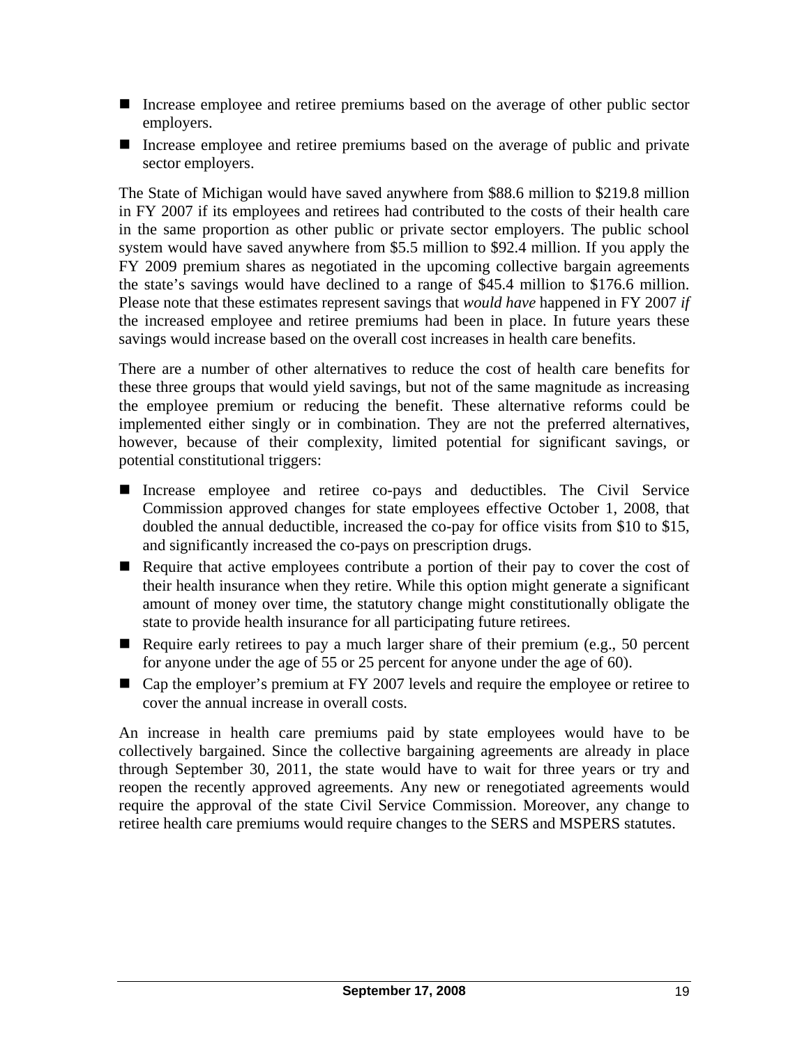- Increase employee and retiree premiums based on the average of other public sector employers.
- Increase employee and retiree premiums based on the average of public and private sector employers.

The State of Michigan would have saved anywhere from $88.6 million to $219.8 million in FY 2007 if its employees and retirees had contributed to the costs of their health care in the same proportion as other public or private sector employers. The public school system would have saved anywhere from $5.5 million to $92.4 million. If you apply the FY 2009 premium shares as negotiated in the upcoming collective bargain agreements the state's savings would have declined to a range of $45.4 million to $176.6 million. Please note that these estimates represent savings that *would have* happened in FY 2007 *if* the increased employee and retiree premiums had been in place. In future years these savings would increase based on the overall cost increases in health care benefits.

There are a number of other alternatives to reduce the cost of health care benefits for these three groups that would yield savings, but not of the same magnitude as increasing the employee premium or reducing the benefit. These alternative reforms could be implemented either singly or in combination. They are not the preferred alternatives, however, because of their complexity, limited potential for significant savings, or potential constitutional triggers:

- Increase employee and retiree co-pays and deductibles. The Civil Service Commission approved changes for state employees effective October 1, 2008, that doubled the annual deductible, increased the co-pay for office visits from $10 to $15, and significantly increased the co-pays on prescription drugs.
- Require that active employees contribute a portion of their pay to cover the cost of their health insurance when they retire. While this option might generate a significant amount of money over time, the statutory change might constitutionally obligate the state to provide health insurance for all participating future retirees.
- Require early retirees to pay a much larger share of their premium (e.g., 50 percent for anyone under the age of 55 or 25 percent for anyone under the age of 60).
- Cap the employer's premium at FY 2007 levels and require the employee or retiree to cover the annual increase in overall costs.

An increase in health care premiums paid by state employees would have to be collectively bargained. Since the collective bargaining agreements are already in place through September 30, 2011, the state would have to wait for three years or try and reopen the recently approved agreements. Any new or renegotiated agreements would require the approval of the state Civil Service Commission. Moreover, any change to retiree health care premiums would require changes to the SERS and MSPERS statutes.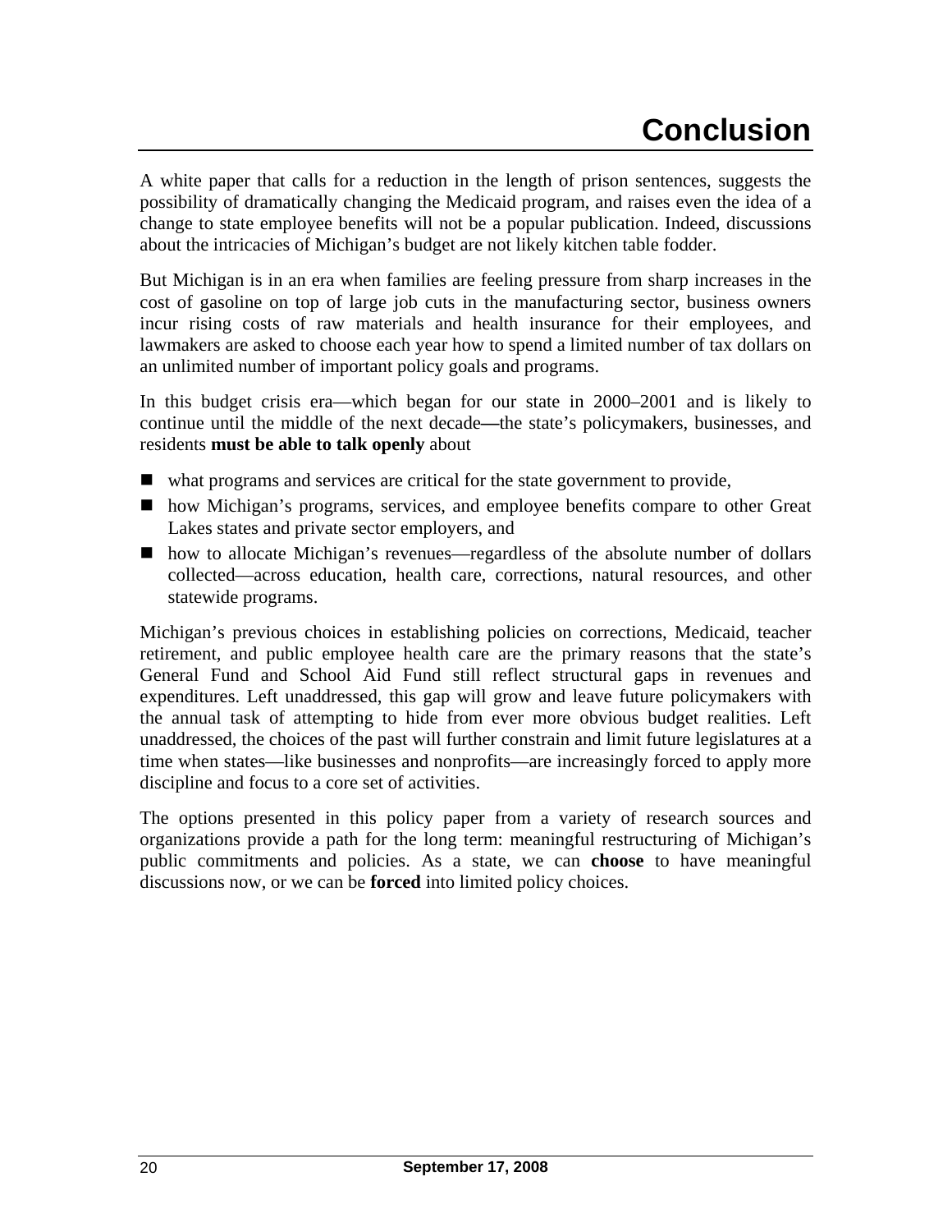# Conclusion

A white paper that calls for a reduction in the length of prison sentences, suggests the possibility of dramatically changing the Medicaid program, and raises even the idea of a change to state employee benefits will not be a popular publication. Indeed, discussions about the intricacies of Michigan's budget are not likely kitchen table fodder.

But Michigan is in an era when families are feeling pressure from sharp increases in the cost of gasoline on top of large job cuts in the manufacturing sector, business owners incur rising costs of raw materials and health insurance for their employees, and lawmakers are asked to choose each year how to spend a limited number of tax dollars on an unlimited number of important policy goals and programs.

In this budget crisis era—which began for our state in 2000–2001 and is likely to continue until the middle of the next decade—the state's policymakers, businesses, and residents **must be able to talk openly** about

- what programs and services are critical for the state government to provide,
- how Michigan's programs, services, and employee benefits compare to other Great Lakes states and private sector employers, and
- how to allocate Michigan's revenues—regardless of the absolute number of dollars collected—across education, health care, corrections, natural resources, and other statewide programs.

Michigan's previous choices in establishing policies on corrections, Medicaid, teacher retirement, and public employee health care are the primary reasons that the state's General Fund and School Aid Fund still reflect structural gaps in revenues and expenditures. Left unaddressed, this gap will grow and leave future policymakers with the annual task of attempting to hide from ever more obvious budget realities. Left unaddressed, the choices of the past will further constrain and limit future legislatures at a time when states—like businesses and nonprofits—are increasingly forced to apply more discipline and focus to a core set of activities.

The options presented in this policy paper from a variety of research sources and organizations provide a path for the long term: meaningful restructuring of Michigan's public commitments and policies. As a state, we can **choose** to have meaningful discussions now, or we can be **forced** into limited policy choices.